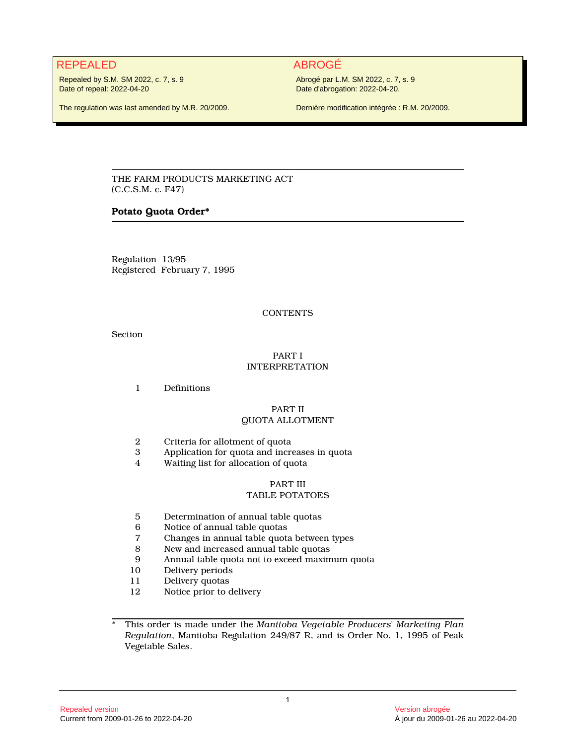REPEALED

Repealed by S.M. SM 2022, c. 7, s. 9
Date of repeal: 2022-04-20

The regulation was last amended by M.R. 20/2009.

ABROGÉ

Abrogé par L.M. SM 2022, c. 7, s. 9
Date d'abrogation: 2022-04-20.

Dernière modification intégrée : R.M. 20/2009.

THE FARM PRODUCTS MARKETING ACT
(C.C.S.M. c. F47)

**Potato Quota Order***

Regulation 13/95
Registered February 7, 1995

CONTENTS

Section

PART I
INTERPRETATION

1 Definitions

PART II
QUOTA ALLOTMENT

2 Criteria for allotment of quota
3 Application for quota and increases in quota
4 Waiting list for allocation of quota

PART III
TABLE POTATOES

5 Determination of annual table quotas
6 Notice of annual table quotas
7 Changes in annual table quota between types
8 New and increased annual table quotas
9 Annual table quota not to exceed maximum quota
10 Delivery periods
11 Delivery quotas
12 Notice prior to delivery

\* This order is made under the *Manitoba Vegetable Producers' Marketing Plan Regulation*, Manitoba Regulation 249/87 R, and is Order No. 1, 1995 of Peak Vegetable Sales.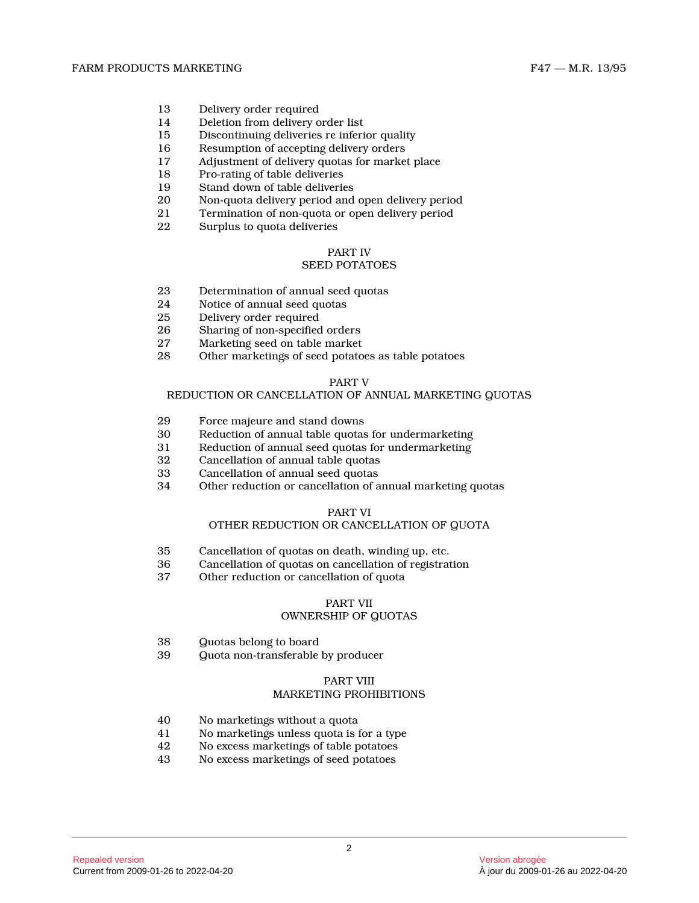13 Delivery order required
14 Deletion from delivery order list
15 Discontinuing deliveries re inferior quality
16 Resumption of accepting delivery orders
17 Adjustment of delivery quotas for market place
18 Pro-rating of table deliveries
19 Stand down of table deliveries
20 Non-quota delivery period and open delivery period
21 Termination of non-quota or open delivery period
22 Surplus to quota deliveries

## PART IV
## SEED POTATOES

23 Determination of annual seed quotas
24 Notice of annual seed quotas
25 Delivery order required
26 Sharing of non-specified orders
27 Marketing seed on table market
28 Other marketings of seed potatoes as table potatoes

## PART V
## REDUCTION OR CANCELLATION OF ANNUAL MARKETING QUOTAS

29 Force majeure and stand downs
30 Reduction of annual table quotas for undermarketing
31 Reduction of annual seed quotas for undermarketing
32 Cancellation of annual table quotas
33 Cancellation of annual seed quotas
34 Other reduction or cancellation of annual marketing quotas

## PART VI
## OTHER REDUCTION OR CANCELLATION OF QUOTA

35 Cancellation of quotas on death, winding up, etc.
36 Cancellation of quotas on cancellation of registration
37 Other reduction or cancellation of quota

## PART VII
## OWNERSHIP OF QUOTAS

38 Quotas belong to board
39 Quota non-transferable by producer

## PART VIII
## MARKETING PROHIBITIONS

40 No marketings without a quota
41 No marketings unless quota is for a type
42 No excess marketings of table potatoes
43 No excess marketings of seed potatoes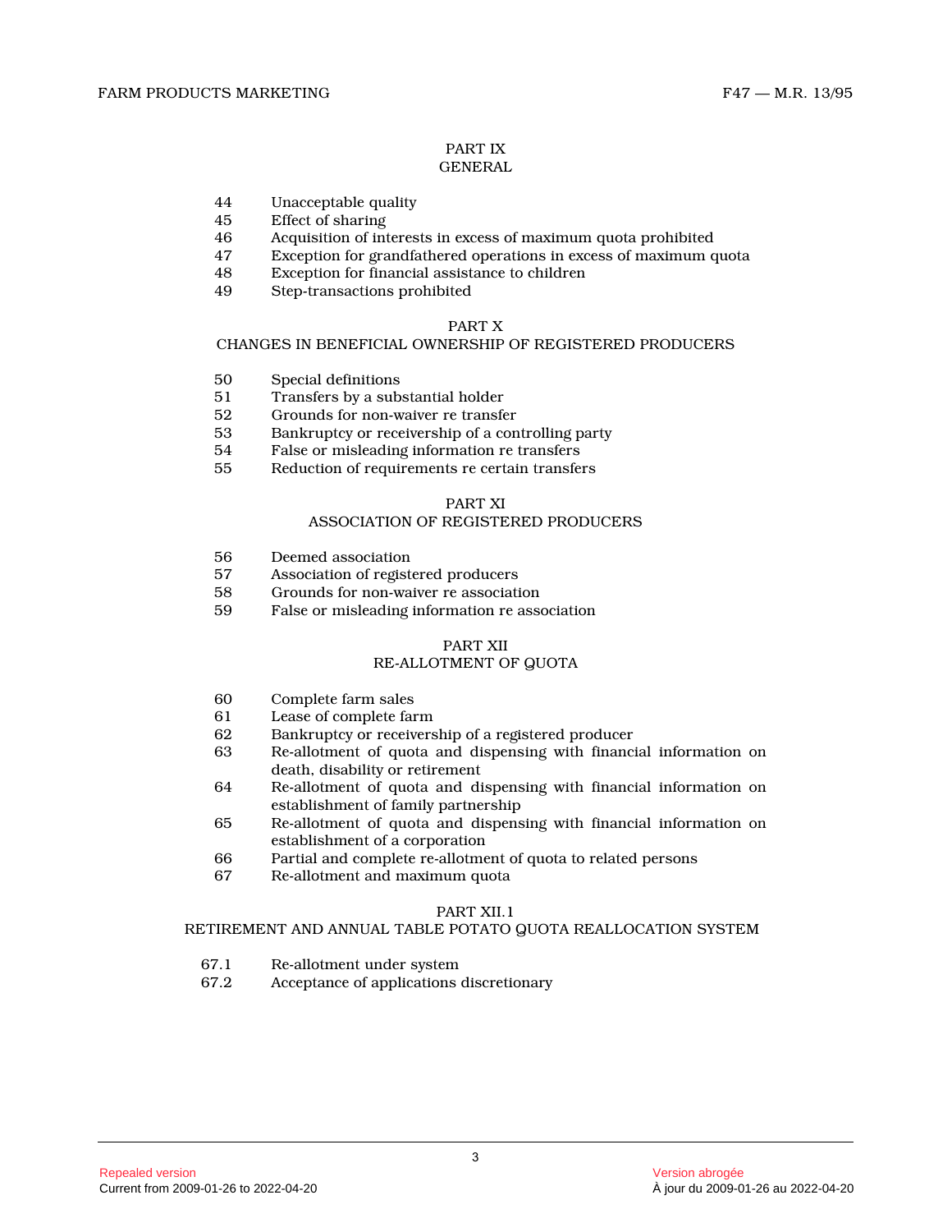## PART IX
## GENERAL

| | |
|---|---|
| 44 | Unacceptable quality |
| 45 | Effect of sharing |
| 46 | Acquisition of interests in excess of maximum quota prohibited |
| 47 | Exception for grandfathered operations in excess of maximum quota |
| 48 | Exception for financial assistance to children |
| 49 | Step-transactions prohibited |

## PART X
## CHANGES IN BENEFICIAL OWNERSHIP OF REGISTERED PRODUCERS

| | |
|---|---|
| 50 | Special definitions |
| 51 | Transfers by a substantial holder |
| 52 | Grounds for non-waiver re transfer |
| 53 | Bankruptcy or receivership of a controlling party |
| 54 | False or misleading information re transfers |
| 55 | Reduction of requirements re certain transfers |

## PART XI
## ASSOCIATION OF REGISTERED PRODUCERS

| | |
|---|---|
| 56 | Deemed association |
| 57 | Association of registered producers |
| 58 | Grounds for non-waiver re association |
| 59 | False or misleading information re association |

## PART XII
## RE-ALLOTMENT OF QUOTA

| | |
|---|---|
| 60 | Complete farm sales |
| 61 | Lease of complete farm |
| 62 | Bankruptcy or receivership of a registered producer |
| 63 | Re-allotment of quota and dispensing with financial information on death, disability or retirement |
| 64 | Re-allotment of quota and dispensing with financial information on establishment of family partnership |
| 65 | Re-allotment of quota and dispensing with financial information on establishment of a corporation |
| 66 | Partial and complete re-allotment of quota to related persons |
| 67 | Re-allotment and maximum quota |

## PART XII.1
## RETIREMENT AND ANNUAL TABLE POTATO QUOTA REALLOCATION SYSTEM

| | |
|---|---|
| 67.1 | Re-allotment under system |
| 67.2 | Acceptance of applications discretionary |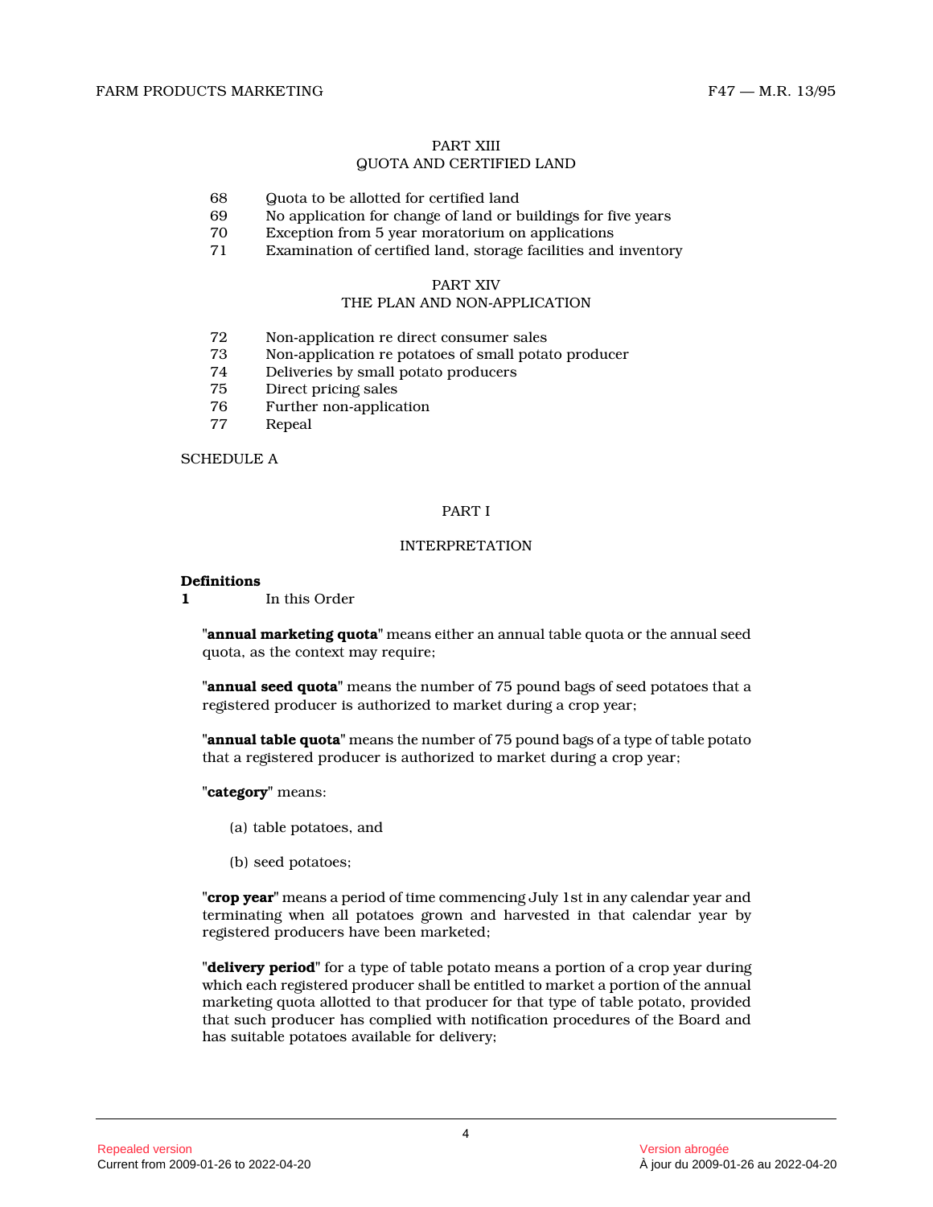PART XIII
QUOTA AND CERTIFIED LAND

68 Quota to be allotted for certified land
69 No application for change of land or buildings for five years
70 Exception from 5 year moratorium on applications
71 Examination of certified land, storage facilities and inventory

PART XIV
THE PLAN AND NON-APPLICATION

72 Non-application re direct consumer sales
73 Non-application re potatoes of small potato producer
74 Deliveries by small potato producers
75 Direct pricing sales
76 Further non-application
77 Repeal

SCHEDULE A

## PART I

## INTERPRETATION

**Definitions**

**1** In this Order

"**annual marketing quota**" means either an annual table quota or the annual seed quota, as the context may require;

"**annual seed quota**" means the number of 75 pound bags of seed potatoes that a registered producer is authorized to market during a crop year;

"**annual table quota**" means the number of 75 pound bags of a type of table potato that a registered producer is authorized to market during a crop year;

"**category**" means:

(a) table potatoes, and

(b) seed potatoes;

"**crop year**" means a period of time commencing July 1st in any calendar year and terminating when all potatoes grown and harvested in that calendar year by registered producers have been marketed;

"**delivery period**" for a type of table potato means a portion of a crop year during which each registered producer shall be entitled to market a portion of the annual marketing quota allotted to that producer for that type of table potato, provided that such producer has complied with notification procedures of the Board and has suitable potatoes available for delivery;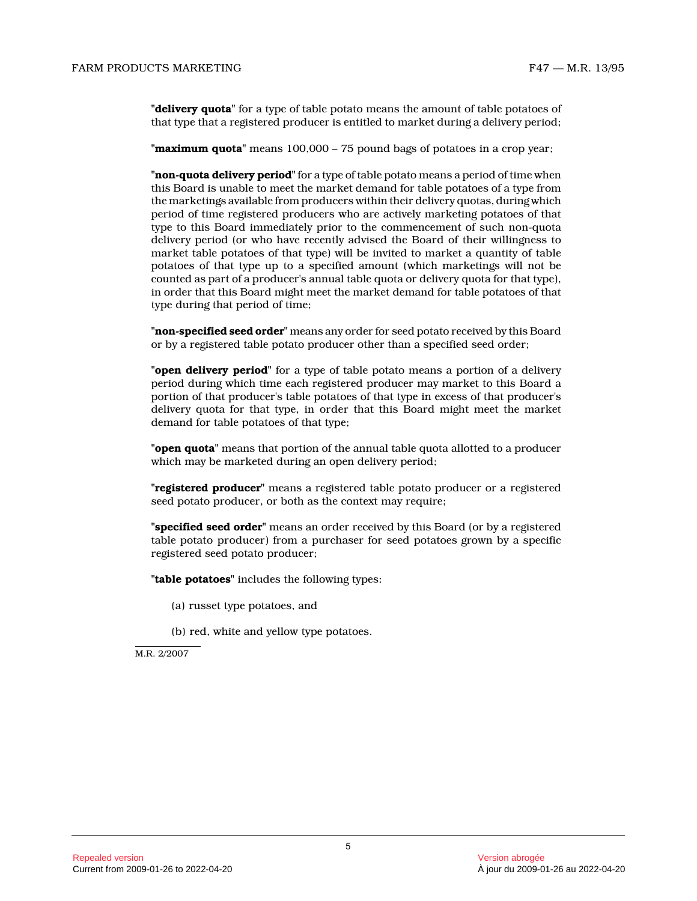"**delivery quota**" for a type of table potato means the amount of table potatoes of that type that a registered producer is entitled to market during a delivery period;

"**maximum quota**" means 100,000 – 75 pound bags of potatoes in a crop year;

"**non-quota delivery period**" for a type of table potato means a period of time when this Board is unable to meet the market demand for table potatoes of a type from the marketings available from producers within their delivery quotas, during which period of time registered producers who are actively marketing potatoes of that type to this Board immediately prior to the commencement of such non-quota delivery period (or who have recently advised the Board of their willingness to market table potatoes of that type) will be invited to market a quantity of table potatoes of that type up to a specified amount (which marketings will not be counted as part of a producer's annual table quota or delivery quota for that type), in order that this Board might meet the market demand for table potatoes of that type during that period of time;

"**non-specified seed order**" means any order for seed potato received by this Board or by a registered table potato producer other than a specified seed order;

"**open delivery period**" for a type of table potato means a portion of a delivery period during which time each registered producer may market to this Board a portion of that producer's table potatoes of that type in excess of that producer's delivery quota for that type, in order that this Board might meet the market demand for table potatoes of that type;

"**open quota**" means that portion of the annual table quota allotted to a producer which may be marketed during an open delivery period;

"**registered producer**" means a registered table potato producer or a registered seed potato producer, or both as the context may require;

"**specified seed order**" means an order received by this Board (or by a registered table potato producer) from a purchaser for seed potatoes grown by a specific registered seed potato producer;

"**table potatoes**" includes the following types:

(a) russet type potatoes, and

(b) red, white and yellow type potatoes.

M.R. 2/2007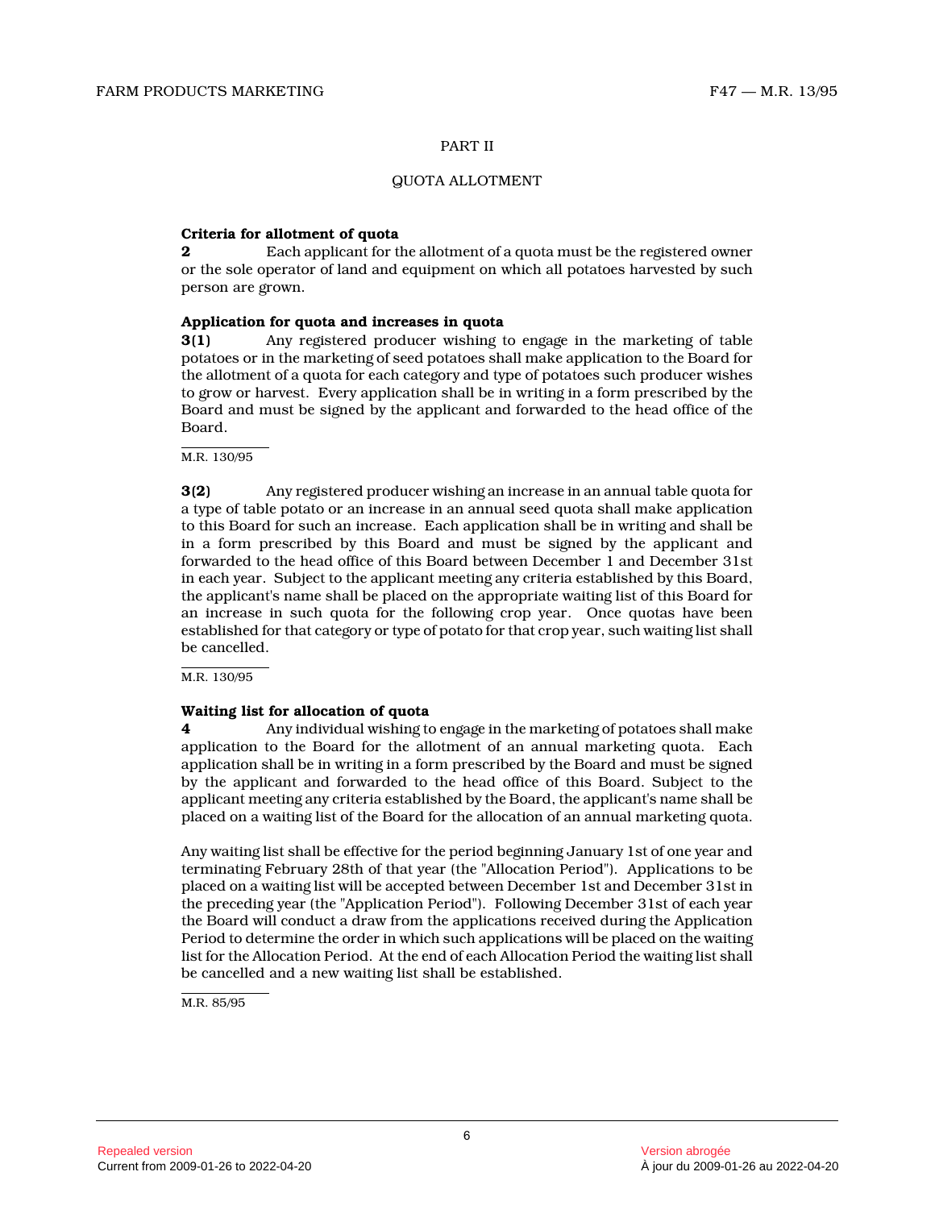PART II

QUOTA ALLOTMENT

**Criteria for allotment of quota**

**2** Each applicant for the allotment of a quota must be the registered owner or the sole operator of land and equipment on which all potatoes harvested by such person are grown.

**Application for quota and increases in quota**

**3(1)** Any registered producer wishing to engage in the marketing of table potatoes or in the marketing of seed potatoes shall make application to the Board for the allotment of a quota for each category and type of potatoes such producer wishes to grow or harvest. Every application shall be in writing in a form prescribed by the Board and must be signed by the applicant and forwarded to the head office of the Board.

M.R. 130/95

**3(2)** Any registered producer wishing an increase in an annual table quota for a type of table potato or an increase in an annual seed quota shall make application to this Board for such an increase. Each application shall be in writing and shall be in a form prescribed by this Board and must be signed by the applicant and forwarded to the head office of this Board between December 1 and December 31st in each year. Subject to the applicant meeting any criteria established by this Board, the applicant's name shall be placed on the appropriate waiting list of this Board for an increase in such quota for the following crop year. Once quotas have been established for that category or type of potato for that crop year, such waiting list shall be cancelled.

M.R. 130/95

**Waiting list for allocation of quota**

**4** Any individual wishing to engage in the marketing of potatoes shall make application to the Board for the allotment of an annual marketing quota. Each application shall be in writing in a form prescribed by the Board and must be signed by the applicant and forwarded to the head office of this Board. Subject to the applicant meeting any criteria established by the Board, the applicant's name shall be placed on a waiting list of the Board for the allocation of an annual marketing quota.

Any waiting list shall be effective for the period beginning January 1st of one year and terminating February 28th of that year (the "Allocation Period"). Applications to be placed on a waiting list will be accepted between December 1st and December 31st in the preceding year (the "Application Period"). Following December 31st of each year the Board will conduct a draw from the applications received during the Application Period to determine the order in which such applications will be placed on the waiting list for the Allocation Period. At the end of each Allocation Period the waiting list shall be cancelled and a new waiting list shall be established.

M.R. 85/95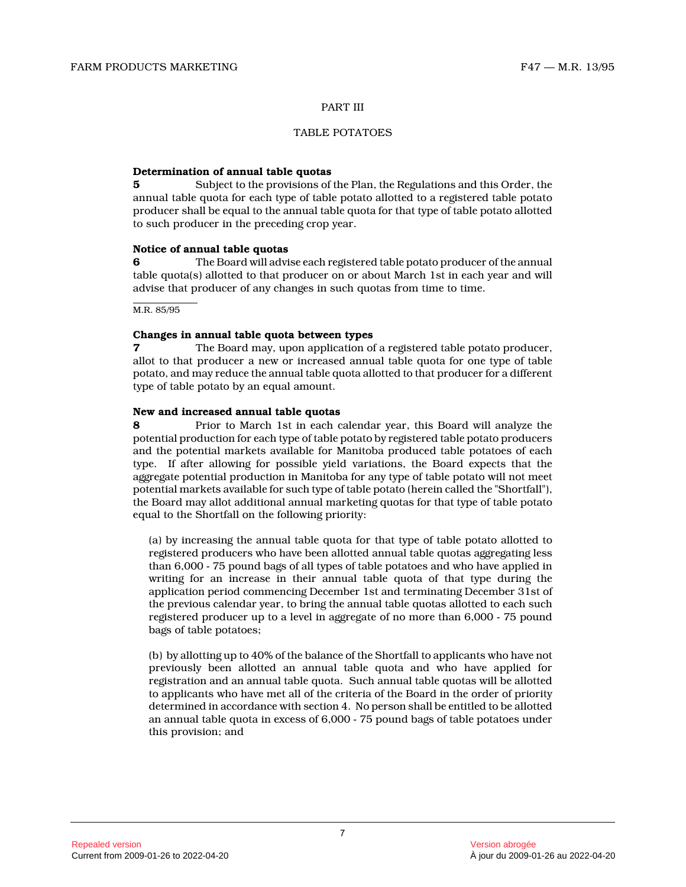PART III

TABLE POTATOES

**Determination of annual table quotas**

**5** Subject to the provisions of the Plan, the Regulations and this Order, the annual table quota for each type of table potato allotted to a registered table potato producer shall be equal to the annual table quota for that type of table potato allotted to such producer in the preceding crop year.

**Notice of annual table quotas**

**6** The Board will advise each registered table potato producer of the annual table quota(s) allotted to that producer on or about March 1st in each year and will advise that producer of any changes in such quotas from time to time.

M.R. 85/95

**Changes in annual table quota between types**

**7** The Board may, upon application of a registered table potato producer, allot to that producer a new or increased annual table quota for one type of table potato, and may reduce the annual table quota allotted to that producer for a different type of table potato by an equal amount.

**New and increased annual table quotas**

**8** Prior to March 1st in each calendar year, this Board will analyze the potential production for each type of table potato by registered table potato producers and the potential markets available for Manitoba produced table potatoes of each type. If after allowing for possible yield variations, the Board expects that the aggregate potential production in Manitoba for any type of table potato will not meet potential markets available for such type of table potato (herein called the "Shortfall"), the Board may allot additional annual marketing quotas for that type of table potato equal to the Shortfall on the following priority:

(a) by increasing the annual table quota for that type of table potato allotted to registered producers who have been allotted annual table quotas aggregating less than 6,000 - 75 pound bags of all types of table potatoes and who have applied in writing for an increase in their annual table quota of that type during the application period commencing December 1st and terminating December 31st of the previous calendar year, to bring the annual table quotas allotted to each such registered producer up to a level in aggregate of no more than 6,000 - 75 pound bags of table potatoes;

(b) by allotting up to 40% of the balance of the Shortfall to applicants who have not previously been allotted an annual table quota and who have applied for registration and an annual table quota. Such annual table quotas will be allotted to applicants who have met all of the criteria of the Board in the order of priority determined in accordance with section 4. No person shall be entitled to be allotted an annual table quota in excess of 6,000 - 75 pound bags of table potatoes under this provision; and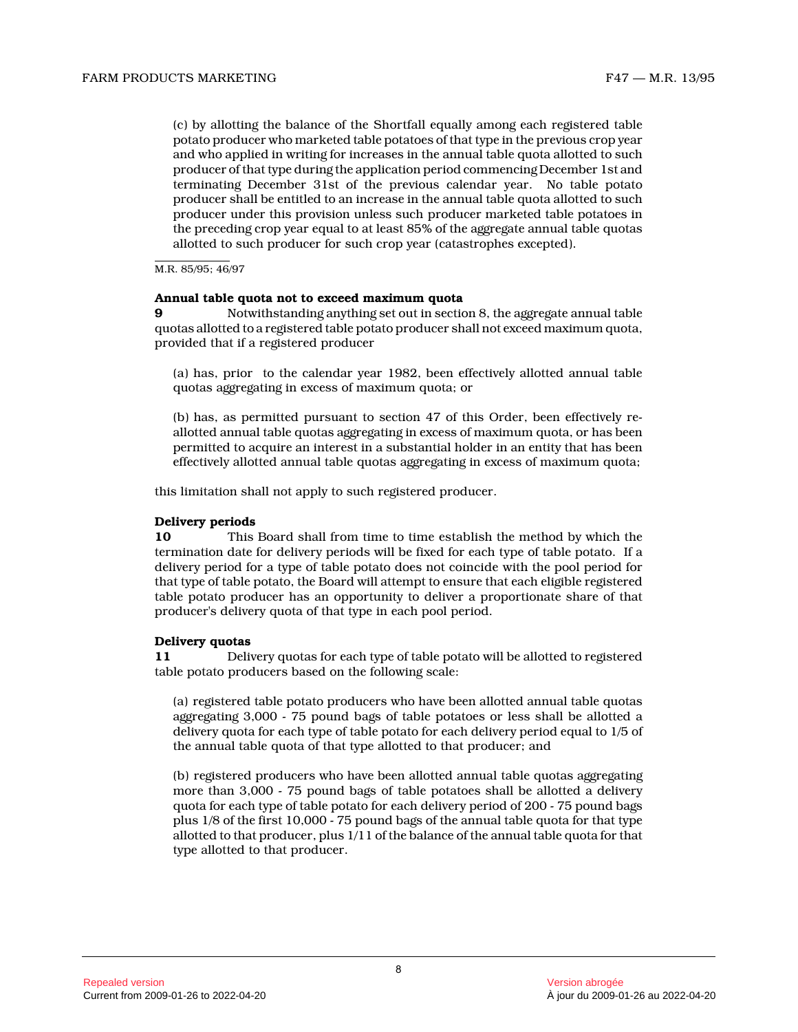(c) by allotting the balance of the Shortfall equally among each registered table potato producer who marketed table potatoes of that type in the previous crop year and who applied in writing for increases in the annual table quota allotted to such producer of that type during the application period commencing December 1st and terminating December 31st of the previous calendar year. No table potato producer shall be entitled to an increase in the annual table quota allotted to such producer under this provision unless such producer marketed table potatoes in the preceding crop year equal to at least 85% of the aggregate annual table quotas allotted to such producer for such crop year (catastrophes excepted).

M.R. 85/95; 46/97

**Annual table quota not to exceed maximum quota**

**9** Notwithstanding anything set out in section 8, the aggregate annual table quotas allotted to a registered table potato producer shall not exceed maximum quota, provided that if a registered producer

(a) has, prior to the calendar year 1982, been effectively allotted annual table quotas aggregating in excess of maximum quota; or

(b) has, as permitted pursuant to section 47 of this Order, been effectively re-allotted annual table quotas aggregating in excess of maximum quota, or has been permitted to acquire an interest in a substantial holder in an entity that has been effectively allotted annual table quotas aggregating in excess of maximum quota;

this limitation shall not apply to such registered producer.

**Delivery periods**

**10** This Board shall from time to time establish the method by which the termination date for delivery periods will be fixed for each type of table potato. If a delivery period for a type of table potato does not coincide with the pool period for that type of table potato, the Board will attempt to ensure that each eligible registered table potato producer has an opportunity to deliver a proportionate share of that producer's delivery quota of that type in each pool period.

**Delivery quotas**

**11** Delivery quotas for each type of table potato will be allotted to registered table potato producers based on the following scale:

(a) registered table potato producers who have been allotted annual table quotas aggregating 3,000 - 75 pound bags of table potatoes or less shall be allotted a delivery quota for each type of table potato for each delivery period equal to 1/5 of the annual table quota of that type allotted to that producer; and

(b) registered producers who have been allotted annual table quotas aggregating more than 3,000 - 75 pound bags of table potatoes shall be allotted a delivery quota for each type of table potato for each delivery period of 200 - 75 pound bags plus 1/8 of the first 10,000 - 75 pound bags of the annual table quota for that type allotted to that producer, plus 1/11 of the balance of the annual table quota for that type allotted to that producer.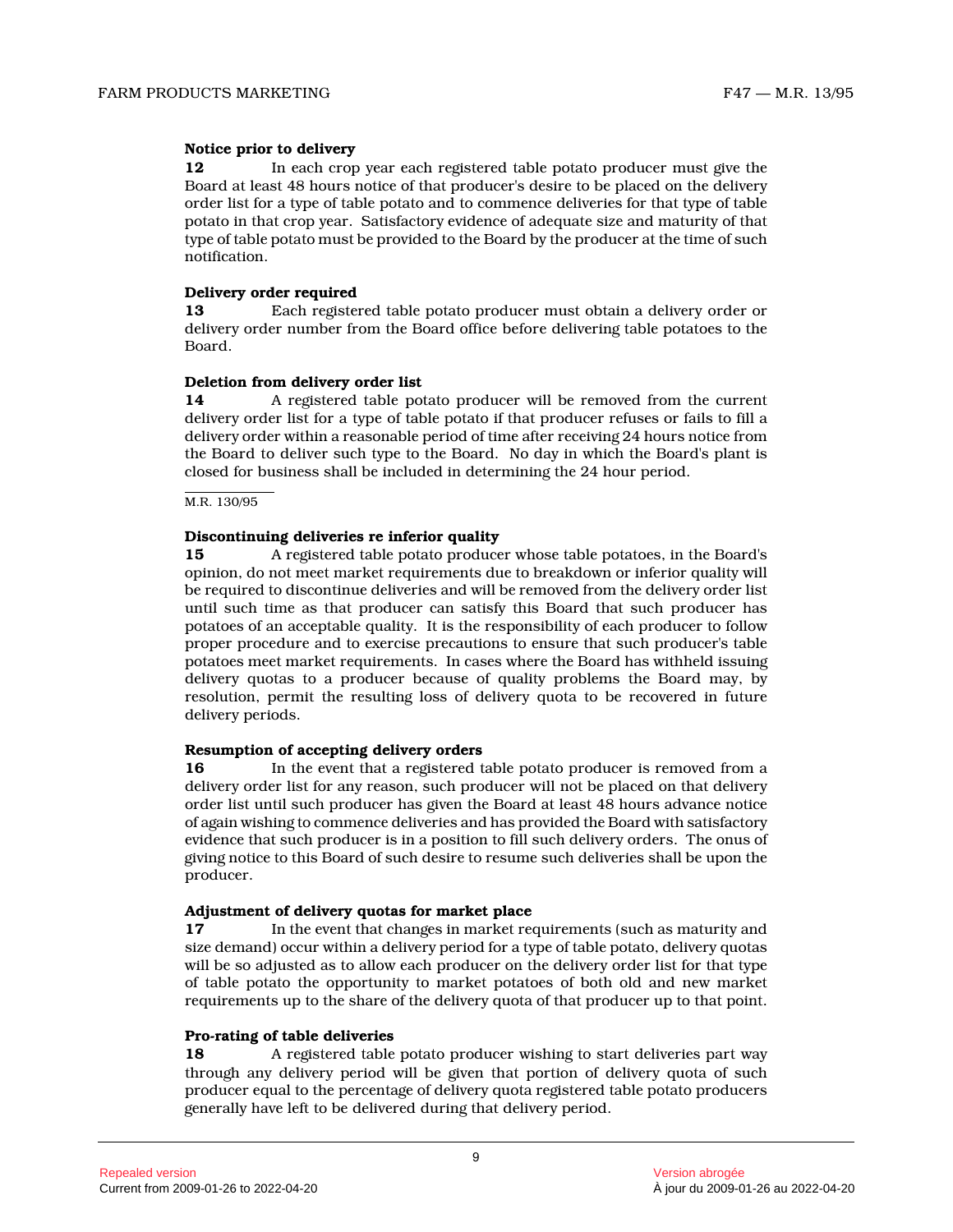**Notice prior to delivery**

**12** In each crop year each registered table potato producer must give the Board at least 48 hours notice of that producer's desire to be placed on the delivery order list for a type of table potato and to commence deliveries for that type of table potato in that crop year. Satisfactory evidence of adequate size and maturity of that type of table potato must be provided to the Board by the producer at the time of such notification.

**Delivery order required**

**13** Each registered table potato producer must obtain a delivery order or delivery order number from the Board office before delivering table potatoes to the Board.

**Deletion from delivery order list**

**14** A registered table potato producer will be removed from the current delivery order list for a type of table potato if that producer refuses or fails to fill a delivery order within a reasonable period of time after receiving 24 hours notice from the Board to deliver such type to the Board. No day in which the Board's plant is closed for business shall be included in determining the 24 hour period.

M.R. 130/95

**Discontinuing deliveries re inferior quality**

**15** A registered table potato producer whose table potatoes, in the Board's opinion, do not meet market requirements due to breakdown or inferior quality will be required to discontinue deliveries and will be removed from the delivery order list until such time as that producer can satisfy this Board that such producer has potatoes of an acceptable quality. It is the responsibility of each producer to follow proper procedure and to exercise precautions to ensure that such producer's table potatoes meet market requirements. In cases where the Board has withheld issuing delivery quotas to a producer because of quality problems the Board may, by resolution, permit the resulting loss of delivery quota to be recovered in future delivery periods.

**Resumption of accepting delivery orders**

**16** In the event that a registered table potato producer is removed from a delivery order list for any reason, such producer will not be placed on that delivery order list until such producer has given the Board at least 48 hours advance notice of again wishing to commence deliveries and has provided the Board with satisfactory evidence that such producer is in a position to fill such delivery orders. The onus of giving notice to this Board of such desire to resume such deliveries shall be upon the producer.

**Adjustment of delivery quotas for market place**

**17** In the event that changes in market requirements (such as maturity and size demand) occur within a delivery period for a type of table potato, delivery quotas will be so adjusted as to allow each producer on the delivery order list for that type of table potato the opportunity to market potatoes of both old and new market requirements up to the share of the delivery quota of that producer up to that point.

**Pro-rating of table deliveries**

**18** A registered table potato producer wishing to start deliveries part way through any delivery period will be given that portion of delivery quota of such producer equal to the percentage of delivery quota registered table potato producers generally have left to be delivered during that delivery period.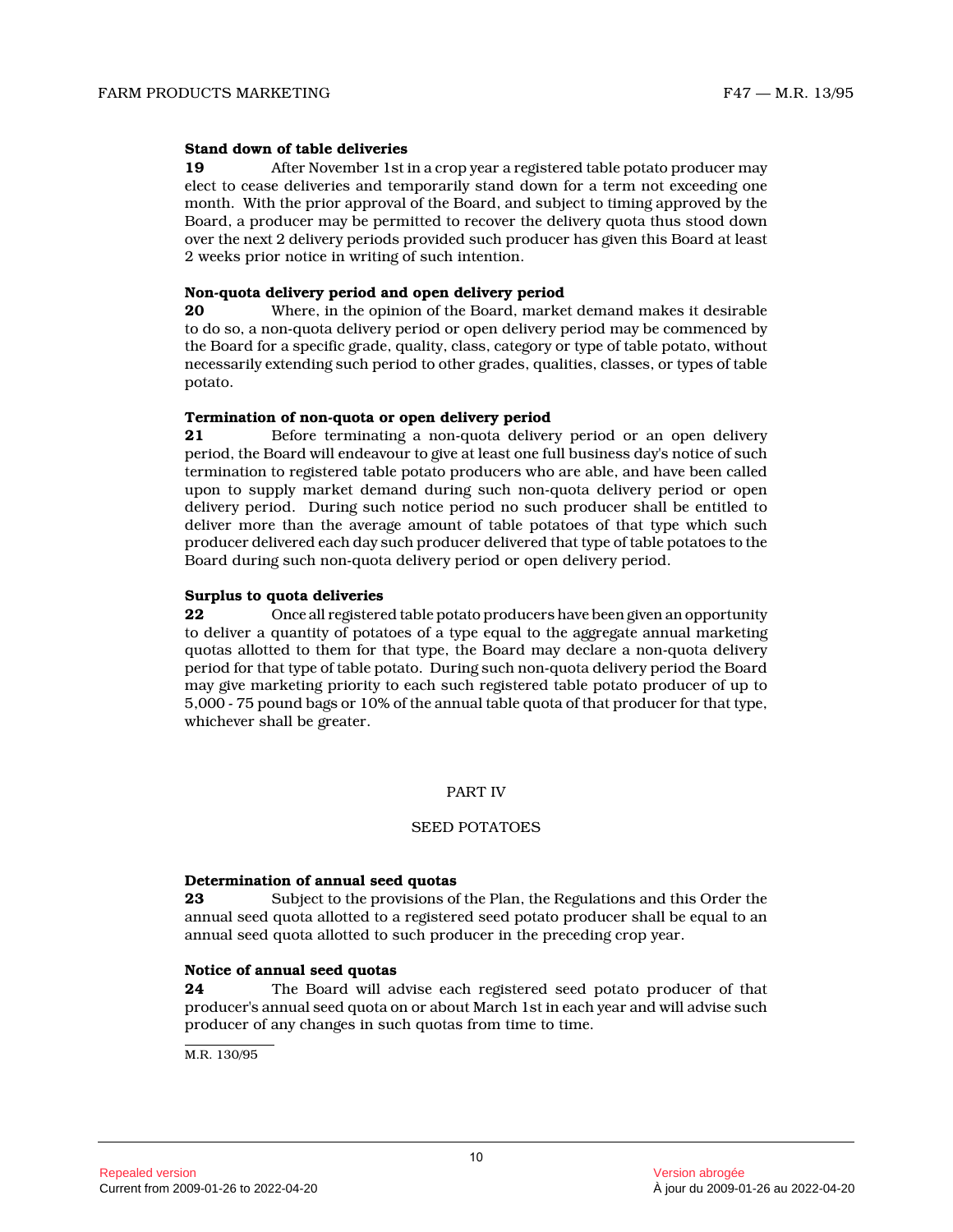**Stand down of table deliveries**

**19** After November 1st in a crop year a registered table potato producer may elect to cease deliveries and temporarily stand down for a term not exceeding one month. With the prior approval of the Board, and subject to timing approved by the Board, a producer may be permitted to recover the delivery quota thus stood down over the next 2 delivery periods provided such producer has given this Board at least 2 weeks prior notice in writing of such intention.

**Non-quota delivery period and open delivery period**

**20** Where, in the opinion of the Board, market demand makes it desirable to do so, a non-quota delivery period or open delivery period may be commenced by the Board for a specific grade, quality, class, category or type of table potato, without necessarily extending such period to other grades, qualities, classes, or types of table potato.

**Termination of non-quota or open delivery period**

**21** Before terminating a non-quota delivery period or an open delivery period, the Board will endeavour to give at least one full business day's notice of such termination to registered table potato producers who are able, and have been called upon to supply market demand during such non-quota delivery period or open delivery period. During such notice period no such producer shall be entitled to deliver more than the average amount of table potatoes of that type which such producer delivered each day such producer delivered that type of table potatoes to the Board during such non-quota delivery period or open delivery period.

**Surplus to quota deliveries**

**22** Once all registered table potato producers have been given an opportunity to deliver a quantity of potatoes of a type equal to the aggregate annual marketing quotas allotted to them for that type, the Board may declare a non-quota delivery period for that type of table potato. During such non-quota delivery period the Board may give marketing priority to each such registered table potato producer of up to 5,000 - 75 pound bags or 10% of the annual table quota of that producer for that type, whichever shall be greater.

## PART IV

## SEED POTATOES

**Determination of annual seed quotas**

**23** Subject to the provisions of the Plan, the Regulations and this Order the annual seed quota allotted to a registered seed potato producer shall be equal to an annual seed quota allotted to such producer in the preceding crop year.

**Notice of annual seed quotas**

**24** The Board will advise each registered seed potato producer of that producer's annual seed quota on or about March 1st in each year and will advise such producer of any changes in such quotas from time to time.

M.R. 130/95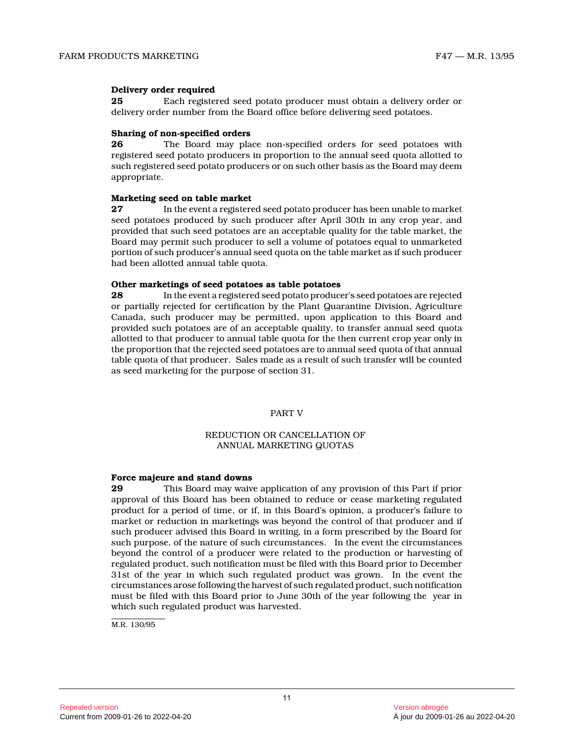**Delivery order required**

**25** Each registered seed potato producer must obtain a delivery order or delivery order number from the Board office before delivering seed potatoes.

**Sharing of non-specified orders**

**26** The Board may place non-specified orders for seed potatoes with registered seed potato producers in proportion to the annual seed quota allotted to such registered seed potato producers or on such other basis as the Board may deem appropriate.

**Marketing seed on table market**

**27** In the event a registered seed potato producer has been unable to market seed potatoes produced by such producer after April 30th in any crop year, and provided that such seed potatoes are an acceptable quality for the table market, the Board may permit such producer to sell a volume of potatoes equal to unmarketed portion of such producer's annual seed quota on the table market as if such producer had been allotted annual table quota.

**Other marketings of seed potatoes as table potatoes**

**28** In the event a registered seed potato producer's seed potatoes are rejected or partially rejected for certification by the Plant Quarantine Division, Agriculture Canada, such producer may be permitted, upon application to this Board and provided such potatoes are of an acceptable quality, to transfer annual seed quota allotted to that producer to annual table quota for the then current crop year only in the proportion that the rejected seed potatoes are to annual seed quota of that annual table quota of that producer. Sales made as a result of such transfer will be counted as seed marketing for the purpose of section 31.

PART V

REDUCTION OR CANCELLATION OF ANNUAL MARKETING QUOTAS

**Force majeure and stand downs**

**29** This Board may waive application of any provision of this Part if prior approval of this Board has been obtained to reduce or cease marketing regulated product for a period of time, or if, in this Board's opinion, a producer's failure to market or reduction in marketings was beyond the control of that producer and if such producer advised this Board in writing, in a form prescribed by the Board for such purpose, of the nature of such circumstances. In the event the circumstances beyond the control of a producer were related to the production or harvesting of regulated product, such notification must be filed with this Board prior to December 31st of the year in which such regulated product was grown. In the event the circumstances arose following the harvest of such regulated product, such notification must be filed with this Board prior to June 30th of the year following the year in which such regulated product was harvested.

M.R. 130/95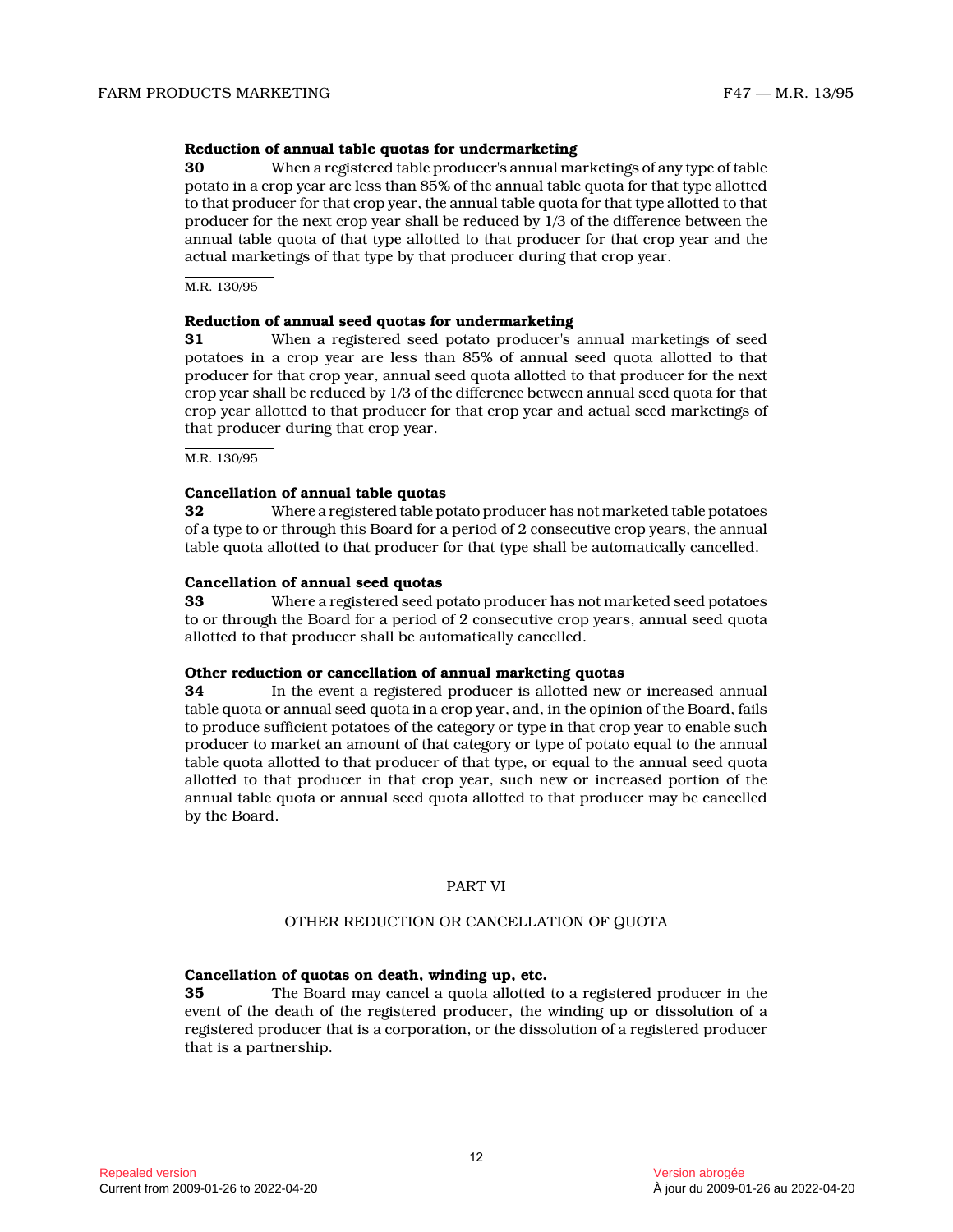**Reduction of annual table quotas for undermarketing**

**30** When a registered table producer's annual marketings of any type of table potato in a crop year are less than 85% of the annual table quota for that type allotted to that producer for that crop year, the annual table quota for that type allotted to that producer for the next crop year shall be reduced by 1/3 of the difference between the annual table quota of that type allotted to that producer for that crop year and the actual marketings of that type by that producer during that crop year.

M.R. 130/95

**Reduction of annual seed quotas for undermarketing**

**31** When a registered seed potato producer's annual marketings of seed potatoes in a crop year are less than 85% of annual seed quota allotted to that producer for that crop year, annual seed quota allotted to that producer for the next crop year shall be reduced by 1/3 of the difference between annual seed quota for that crop year allotted to that producer for that crop year and actual seed marketings of that producer during that crop year.

M.R. 130/95

**Cancellation of annual table quotas**

**32** Where a registered table potato producer has not marketed table potatoes of a type to or through this Board for a period of 2 consecutive crop years, the annual table quota allotted to that producer for that type shall be automatically cancelled.

**Cancellation of annual seed quotas**

**33** Where a registered seed potato producer has not marketed seed potatoes to or through the Board for a period of 2 consecutive crop years, annual seed quota allotted to that producer shall be automatically cancelled.

**Other reduction or cancellation of annual marketing quotas**

**34** In the event a registered producer is allotted new or increased annual table quota or annual seed quota in a crop year, and, in the opinion of the Board, fails to produce sufficient potatoes of the category or type in that crop year to enable such producer to market an amount of that category or type of potato equal to the annual table quota allotted to that producer of that type, or equal to the annual seed quota allotted to that producer in that crop year, such new or increased portion of the annual table quota or annual seed quota allotted to that producer may be cancelled by the Board.

## PART VI

## OTHER REDUCTION OR CANCELLATION OF QUOTA

**Cancellation of quotas on death, winding up, etc.**

**35** The Board may cancel a quota allotted to a registered producer in the event of the death of the registered producer, the winding up or dissolution of a registered producer that is a corporation, or the dissolution of a registered producer that is a partnership.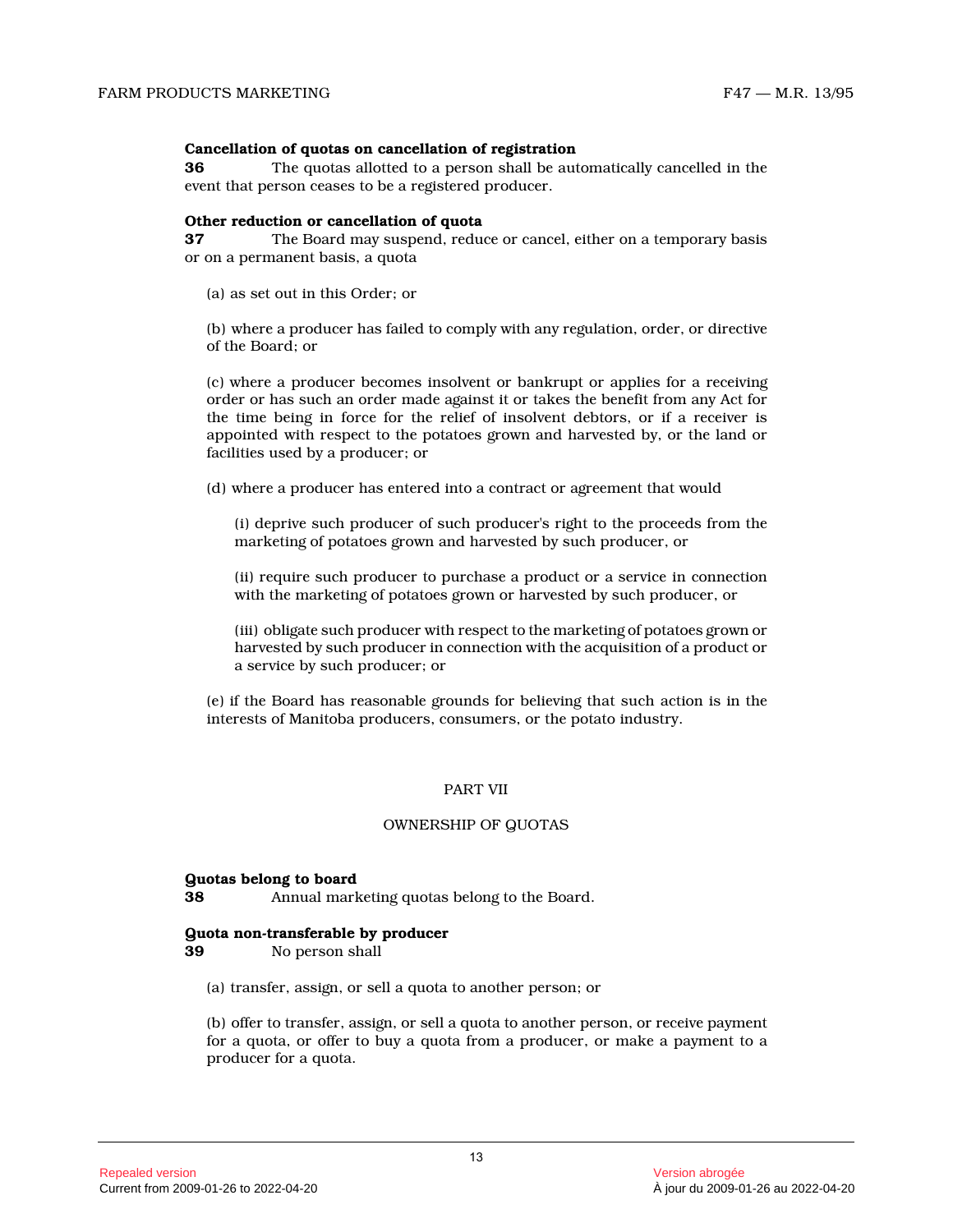**Cancellation of quotas on cancellation of registration**

**36** The quotas allotted to a person shall be automatically cancelled in the event that person ceases to be a registered producer.

**Other reduction or cancellation of quota**

**37** The Board may suspend, reduce or cancel, either on a temporary basis or on a permanent basis, a quota

(a) as set out in this Order; or

(b) where a producer has failed to comply with any regulation, order, or directive of the Board; or

(c) where a producer becomes insolvent or bankrupt or applies for a receiving order or has such an order made against it or takes the benefit from any Act for the time being in force for the relief of insolvent debtors, or if a receiver is appointed with respect to the potatoes grown and harvested by, or the land or facilities used by a producer; or

(d) where a producer has entered into a contract or agreement that would

(i) deprive such producer of such producer's right to the proceeds from the marketing of potatoes grown and harvested by such producer, or

(ii) require such producer to purchase a product or a service in connection with the marketing of potatoes grown or harvested by such producer, or

(iii) obligate such producer with respect to the marketing of potatoes grown or harvested by such producer in connection with the acquisition of a product or a service by such producer; or

(e) if the Board has reasonable grounds for believing that such action is in the interests of Manitoba producers, consumers, or the potato industry.

## PART VII

## OWNERSHIP OF QUOTAS

**Quotas belong to board**

**38** Annual marketing quotas belong to the Board.

**Quota non-transferable by producer**

**39** No person shall

(a) transfer, assign, or sell a quota to another person; or

(b) offer to transfer, assign, or sell a quota to another person, or receive payment for a quota, or offer to buy a quota from a producer, or make a payment to a producer for a quota.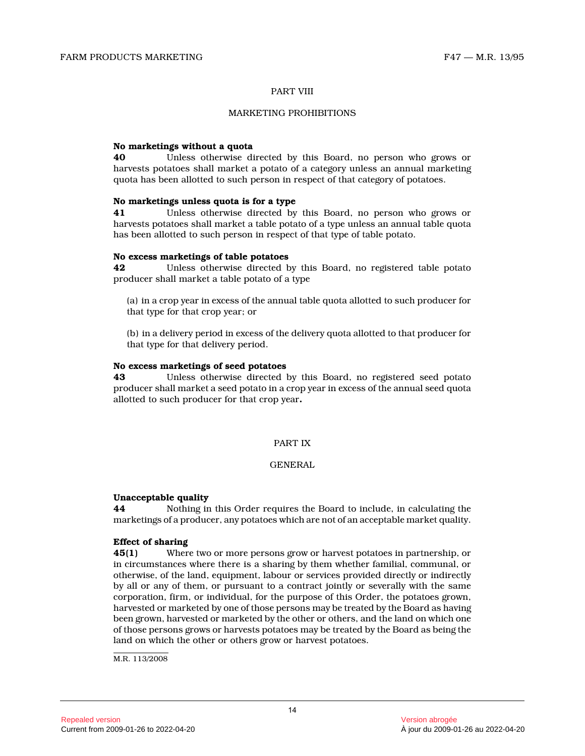## PART VIII

## MARKETING PROHIBITIONS

**No marketings without a quota**

**40** Unless otherwise directed by this Board, no person who grows or harvests potatoes shall market a potato of a category unless an annual marketing quota has been allotted to such person in respect of that category of potatoes.

**No marketings unless quota is for a type**

**41** Unless otherwise directed by this Board, no person who grows or harvests potatoes shall market a table potato of a type unless an annual table quota has been allotted to such person in respect of that type of table potato.

**No excess marketings of table potatoes**

**42** Unless otherwise directed by this Board, no registered table potato producer shall market a table potato of a type

(a) in a crop year in excess of the annual table quota allotted to such producer for that type for that crop year; or

(b) in a delivery period in excess of the delivery quota allotted to that producer for that type for that delivery period.

**No excess marketings of seed potatoes**

**43** Unless otherwise directed by this Board, no registered seed potato producer shall market a seed potato in a crop year in excess of the annual seed quota allotted to such producer for that crop year.

## PART IX

## GENERAL

**Unacceptable quality**

**44** Nothing in this Order requires the Board to include, in calculating the marketings of a producer, any potatoes which are not of an acceptable market quality.

**Effect of sharing**

**45(1)** Where two or more persons grow or harvest potatoes in partnership, or in circumstances where there is a sharing by them whether familial, communal, or otherwise, of the land, equipment, labour or services provided directly or indirectly by all or any of them, or pursuant to a contract jointly or severally with the same corporation, firm, or individual, for the purpose of this Order, the potatoes grown, harvested or marketed by one of those persons may be treated by the Board as having been grown, harvested or marketed by the other or others, and the land on which one of those persons grows or harvests potatoes may be treated by the Board as being the land on which the other or others grow or harvest potatoes.

M.R. 113/2008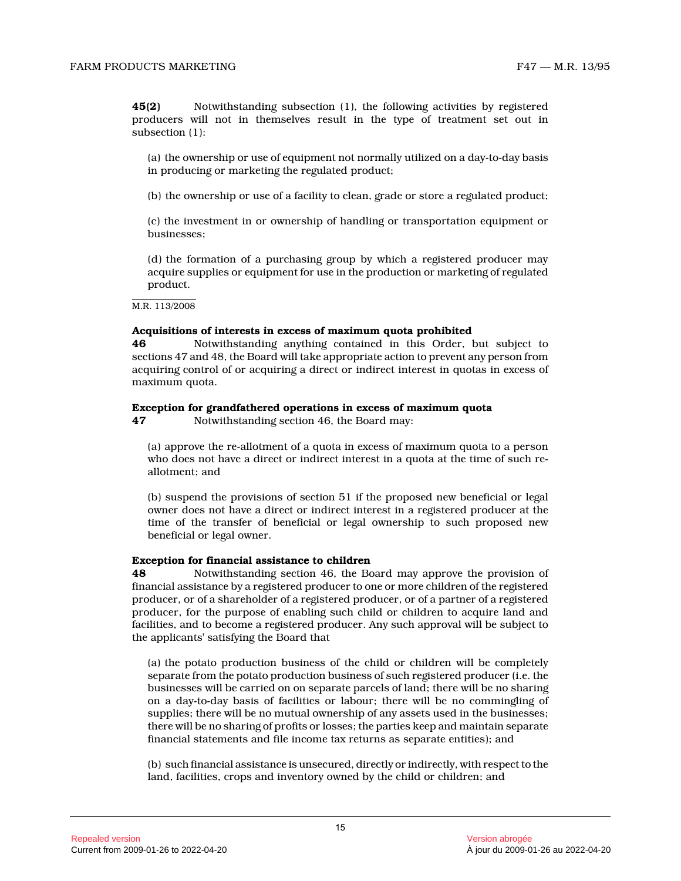**45(2)** Notwithstanding subsection (1), the following activities by registered producers will not in themselves result in the type of treatment set out in subsection (1):

(a) the ownership or use of equipment not normally utilized on a day-to-day basis in producing or marketing the regulated product;

(b) the ownership or use of a facility to clean, grade or store a regulated product;

(c) the investment in or ownership of handling or transportation equipment or businesses;

(d) the formation of a purchasing group by which a registered producer may acquire supplies or equipment for use in the production or marketing of regulated product.

M.R. 113/2008

**Acquisitions of interests in excess of maximum quota prohibited**

**46** Notwithstanding anything contained in this Order, but subject to sections 47 and 48, the Board will take appropriate action to prevent any person from acquiring control of or acquiring a direct or indirect interest in quotas in excess of maximum quota.

**Exception for grandfathered operations in excess of maximum quota**

**47** Notwithstanding section 46, the Board may:

(a) approve the re-allotment of a quota in excess of maximum quota to a person who does not have a direct or indirect interest in a quota at the time of such re-allotment; and

(b) suspend the provisions of section 51 if the proposed new beneficial or legal owner does not have a direct or indirect interest in a registered producer at the time of the transfer of beneficial or legal ownership to such proposed new beneficial or legal owner.

**Exception for financial assistance to children**

**48** Notwithstanding section 46, the Board may approve the provision of financial assistance by a registered producer to one or more children of the registered producer, or of a shareholder of a registered producer, or of a partner of a registered producer, for the purpose of enabling such child or children to acquire land and facilities, and to become a registered producer. Any such approval will be subject to the applicants' satisfying the Board that

(a) the potato production business of the child or children will be completely separate from the potato production business of such registered producer (i.e. the businesses will be carried on on separate parcels of land; there will be no sharing on a day-to-day basis of facilities or labour; there will be no commingling of supplies; there will be no mutual ownership of any assets used in the businesses; there will be no sharing of profits or losses; the parties keep and maintain separate financial statements and file income tax returns as separate entities); and

(b) such financial assistance is unsecured, directly or indirectly, with respect to the land, facilities, crops and inventory owned by the child or children; and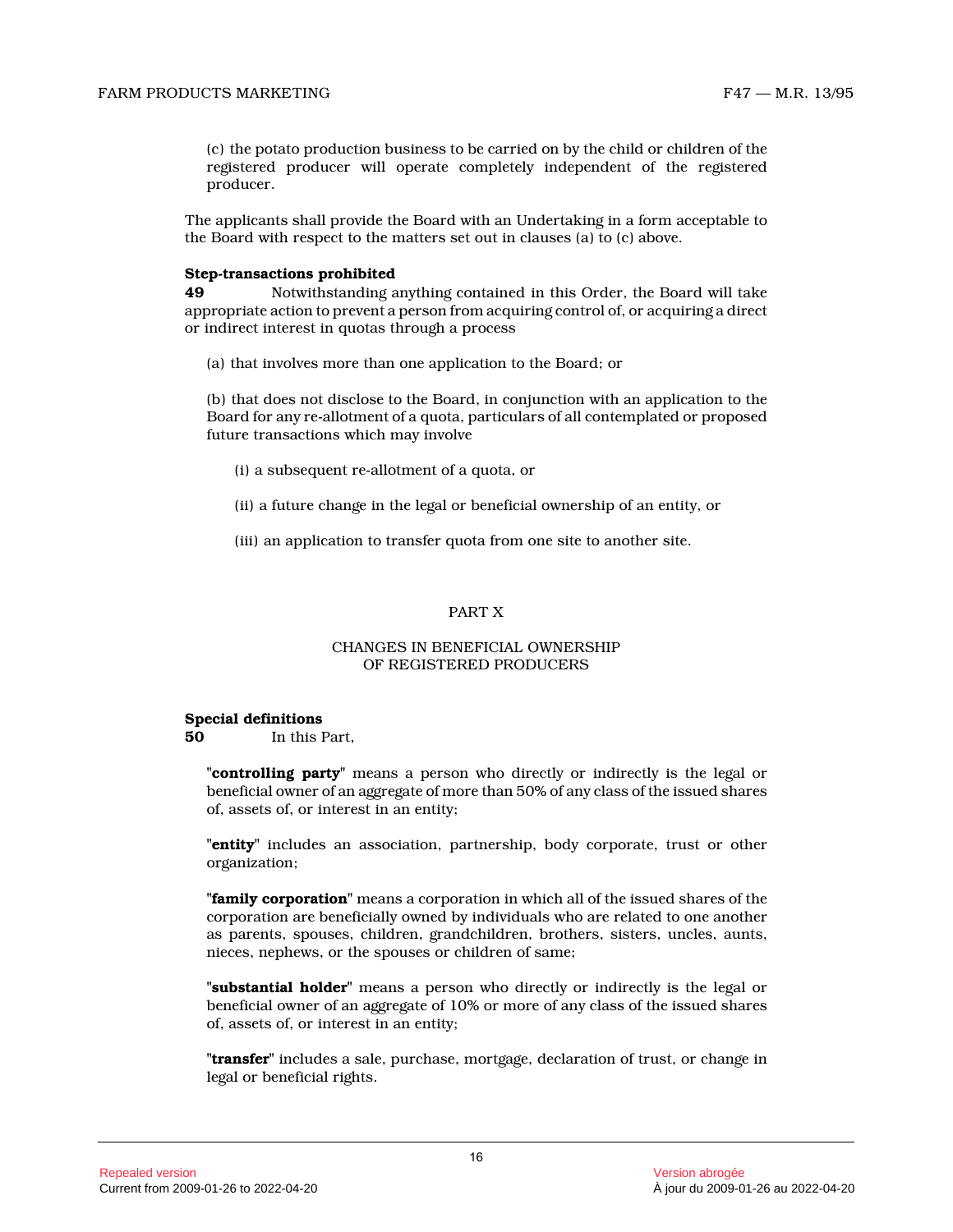(c) the potato production business to be carried on by the child or children of the registered producer will operate completely independent of the registered producer.

The applicants shall provide the Board with an Undertaking in a form acceptable to the Board with respect to the matters set out in clauses (a) to (c) above.

**Step-transactions prohibited**

**49** Notwithstanding anything contained in this Order, the Board will take appropriate action to prevent a person from acquiring control of, or acquiring a direct or indirect interest in quotas through a process

(a) that involves more than one application to the Board; or

(b) that does not disclose to the Board, in conjunction with an application to the Board for any re-allotment of a quota, particulars of all contemplated or proposed future transactions which may involve

(i) a subsequent re-allotment of a quota, or

(ii) a future change in the legal or beneficial ownership of an entity, or

(iii) an application to transfer quota from one site to another site.

## PART X

## CHANGES IN BENEFICIAL OWNERSHIP OF REGISTERED PRODUCERS

**Special definitions**

**50** In this Part,

"**controlling party**" means a person who directly or indirectly is the legal or beneficial owner of an aggregate of more than 50% of any class of the issued shares of, assets of, or interest in an entity;

"**entity**" includes an association, partnership, body corporate, trust or other organization;

"**family corporation**" means a corporation in which all of the issued shares of the corporation are beneficially owned by individuals who are related to one another as parents, spouses, children, grandchildren, brothers, sisters, uncles, aunts, nieces, nephews, or the spouses or children of same;

"**substantial holder**" means a person who directly or indirectly is the legal or beneficial owner of an aggregate of 10% or more of any class of the issued shares of, assets of, or interest in an entity;

"**transfer**" includes a sale, purchase, mortgage, declaration of trust, or change in legal or beneficial rights.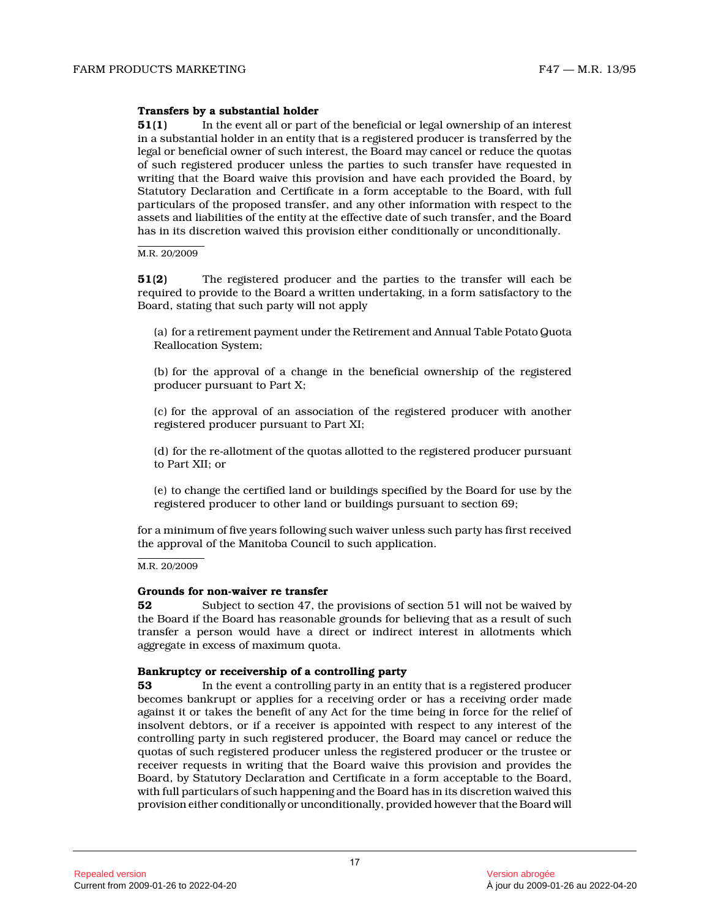**Transfers by a substantial holder**

**51(1)** In the event all or part of the beneficial or legal ownership of an interest in a substantial holder in an entity that is a registered producer is transferred by the legal or beneficial owner of such interest, the Board may cancel or reduce the quotas of such registered producer unless the parties to such transfer have requested in writing that the Board waive this provision and have each provided the Board, by Statutory Declaration and Certificate in a form acceptable to the Board, with full particulars of the proposed transfer, and any other information with respect to the assets and liabilities of the entity at the effective date of such transfer, and the Board has in its discretion waived this provision either conditionally or unconditionally.

M.R. 20/2009

**51(2)** The registered producer and the parties to the transfer will each be required to provide to the Board a written undertaking, in a form satisfactory to the Board, stating that such party will not apply

(a) for a retirement payment under the Retirement and Annual Table Potato Quota Reallocation System;

(b) for the approval of a change in the beneficial ownership of the registered producer pursuant to Part X;

(c) for the approval of an association of the registered producer with another registered producer pursuant to Part XI;

(d) for the re-allotment of the quotas allotted to the registered producer pursuant to Part XII; or

(e) to change the certified land or buildings specified by the Board for use by the registered producer to other land or buildings pursuant to section 69;

for a minimum of five years following such waiver unless such party has first received the approval of the Manitoba Council to such application.

M.R. 20/2009

**Grounds for non-waiver re transfer**

**52** Subject to section 47, the provisions of section 51 will not be waived by the Board if the Board has reasonable grounds for believing that as a result of such transfer a person would have a direct or indirect interest in allotments which aggregate in excess of maximum quota.

**Bankruptcy or receivership of a controlling party**

**53** In the event a controlling party in an entity that is a registered producer becomes bankrupt or applies for a receiving order or has a receiving order made against it or takes the benefit of any Act for the time being in force for the relief of insolvent debtors, or if a receiver is appointed with respect to any interest of the controlling party in such registered producer, the Board may cancel or reduce the quotas of such registered producer unless the registered producer or the trustee or receiver requests in writing that the Board waive this provision and provides the Board, by Statutory Declaration and Certificate in a form acceptable to the Board, with full particulars of such happening and the Board has in its discretion waived this provision either conditionally or unconditionally, provided however that the Board will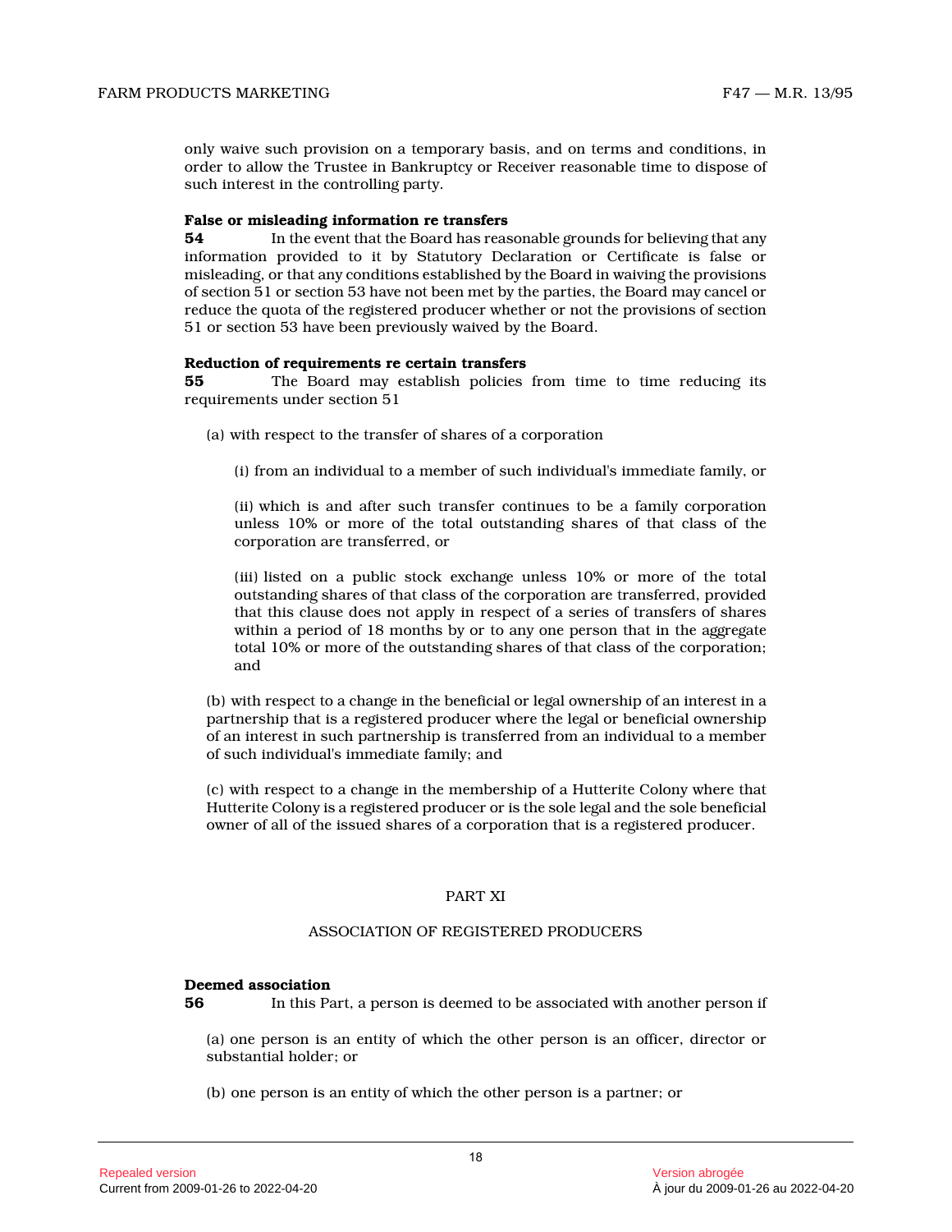only waive such provision on a temporary basis, and on terms and conditions, in order to allow the Trustee in Bankruptcy or Receiver reasonable time to dispose of such interest in the controlling party.

**False or misleading information re transfers**

**54** In the event that the Board has reasonable grounds for believing that any information provided to it by Statutory Declaration or Certificate is false or misleading, or that any conditions established by the Board in waiving the provisions of section 51 or section 53 have not been met by the parties, the Board may cancel or reduce the quota of the registered producer whether or not the provisions of section 51 or section 53 have been previously waived by the Board.

**Reduction of requirements re certain transfers**

**55** The Board may establish policies from time to time reducing its requirements under section 51

(a) with respect to the transfer of shares of a corporation

(i) from an individual to a member of such individual's immediate family, or

(ii) which is and after such transfer continues to be a family corporation unless 10% or more of the total outstanding shares of that class of the corporation are transferred, or

(iii) listed on a public stock exchange unless 10% or more of the total outstanding shares of that class of the corporation are transferred, provided that this clause does not apply in respect of a series of transfers of shares within a period of 18 months by or to any one person that in the aggregate total 10% or more of the outstanding shares of that class of the corporation; and

(b) with respect to a change in the beneficial or legal ownership of an interest in a partnership that is a registered producer where the legal or beneficial ownership of an interest in such partnership is transferred from an individual to a member of such individual's immediate family; and

(c) with respect to a change in the membership of a Hutterite Colony where that Hutterite Colony is a registered producer or is the sole legal and the sole beneficial owner of all of the issued shares of a corporation that is a registered producer.

## PART XI

## ASSOCIATION OF REGISTERED PRODUCERS

**Deemed association**

**56** In this Part, a person is deemed to be associated with another person if

(a) one person is an entity of which the other person is an officer, director or substantial holder; or

(b) one person is an entity of which the other person is a partner; or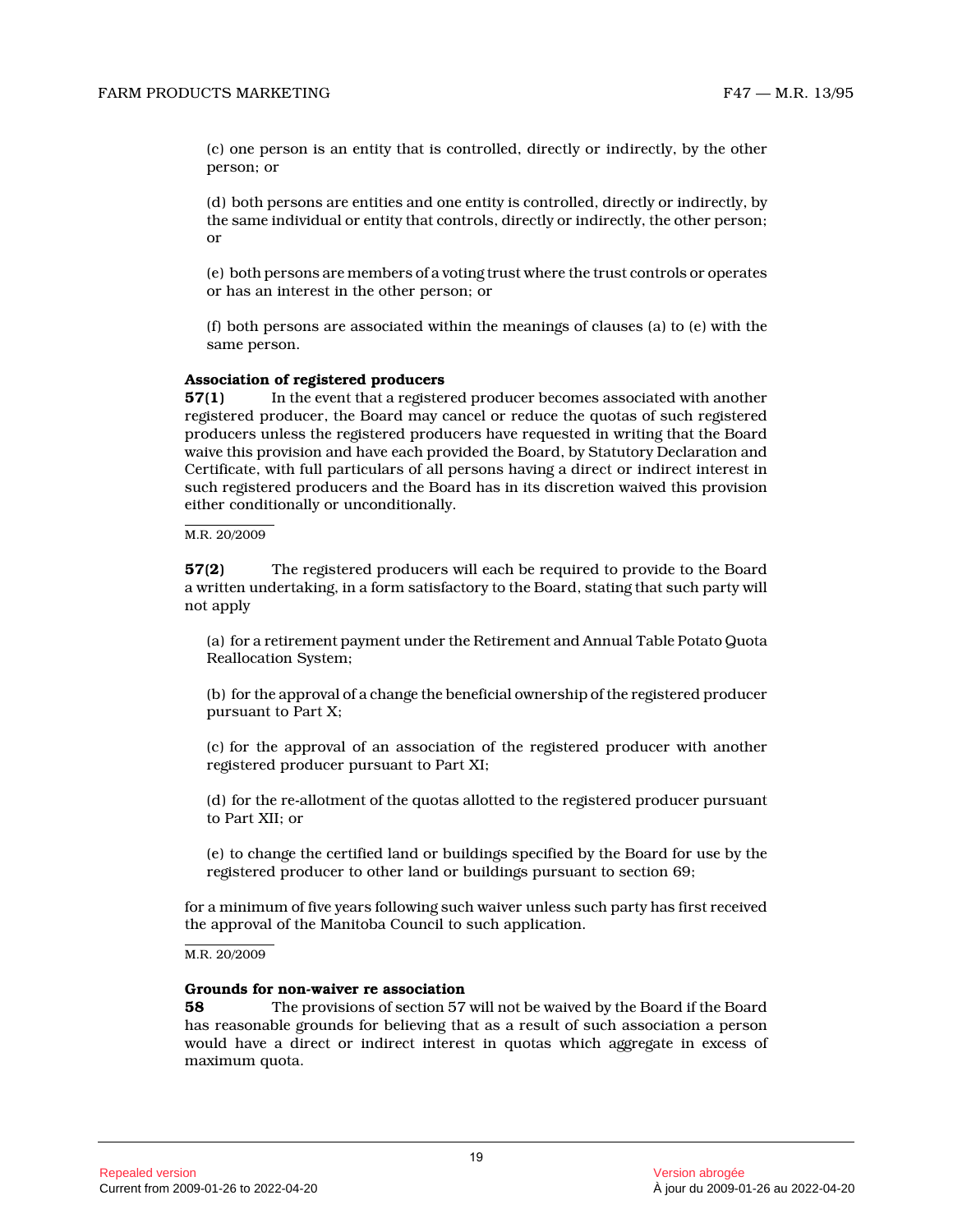(c) one person is an entity that is controlled, directly or indirectly, by the other person; or

(d) both persons are entities and one entity is controlled, directly or indirectly, by the same individual or entity that controls, directly or indirectly, the other person; or

(e) both persons are members of a voting trust where the trust controls or operates or has an interest in the other person; or

(f) both persons are associated within the meanings of clauses (a) to (e) with the same person.

**Association of registered producers**

**57(1)** In the event that a registered producer becomes associated with another registered producer, the Board may cancel or reduce the quotas of such registered producers unless the registered producers have requested in writing that the Board waive this provision and have each provided the Board, by Statutory Declaration and Certificate, with full particulars of all persons having a direct or indirect interest in such registered producers and the Board has in its discretion waived this provision either conditionally or unconditionally.

M.R. 20/2009

**57(2)** The registered producers will each be required to provide to the Board a written undertaking, in a form satisfactory to the Board, stating that such party will not apply

(a) for a retirement payment under the Retirement and Annual Table Potato Quota Reallocation System;

(b) for the approval of a change the beneficial ownership of the registered producer pursuant to Part X;

(c) for the approval of an association of the registered producer with another registered producer pursuant to Part XI;

(d) for the re-allotment of the quotas allotted to the registered producer pursuant to Part XII; or

(e) to change the certified land or buildings specified by the Board for use by the registered producer to other land or buildings pursuant to section 69;

for a minimum of five years following such waiver unless such party has first received the approval of the Manitoba Council to such application.

M.R. 20/2009

**Grounds for non-waiver re association**

**58** The provisions of section 57 will not be waived by the Board if the Board has reasonable grounds for believing that as a result of such association a person would have a direct or indirect interest in quotas which aggregate in excess of maximum quota.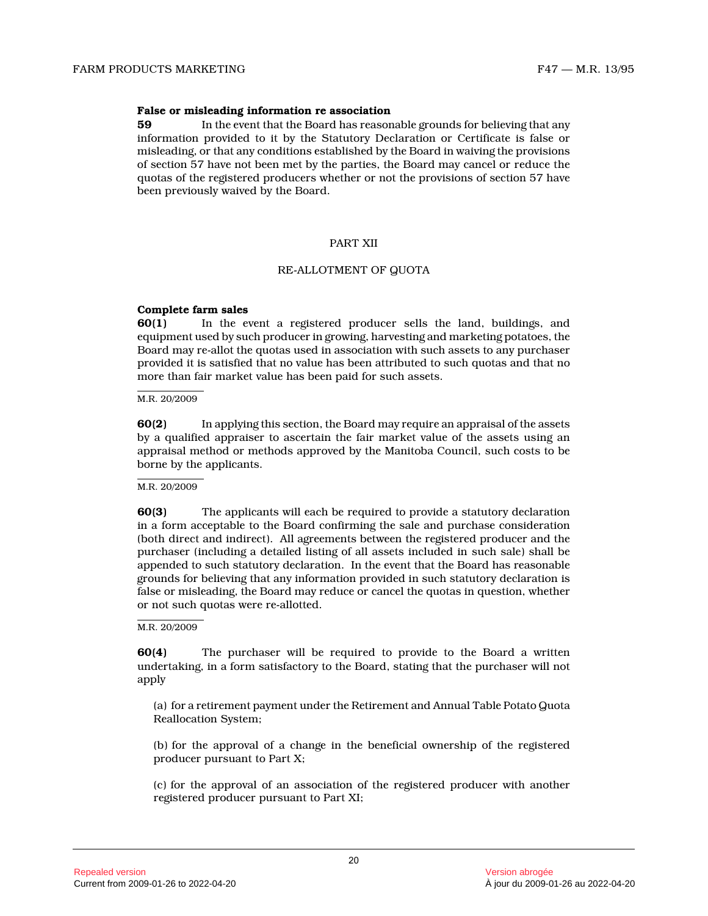**False or misleading information re association**

**59** In the event that the Board has reasonable grounds for believing that any information provided to it by the Statutory Declaration or Certificate is false or misleading, or that any conditions established by the Board in waiving the provisions of section 57 have not been met by the parties, the Board may cancel or reduce the quotas of the registered producers whether or not the provisions of section 57 have been previously waived by the Board.

PART XII

RE-ALLOTMENT OF QUOTA

**Complete farm sales**

**60(1)** In the event a registered producer sells the land, buildings, and equipment used by such producer in growing, harvesting and marketing potatoes, the Board may re-allot the quotas used in association with such assets to any purchaser provided it is satisfied that no value has been attributed to such quotas and that no more than fair market value has been paid for such assets.

M.R. 20/2009

**60(2)** In applying this section, the Board may require an appraisal of the assets by a qualified appraiser to ascertain the fair market value of the assets using an appraisal method or methods approved by the Manitoba Council, such costs to be borne by the applicants.

M.R. 20/2009

**60(3)** The applicants will each be required to provide a statutory declaration in a form acceptable to the Board confirming the sale and purchase consideration (both direct and indirect). All agreements between the registered producer and the purchaser (including a detailed listing of all assets included in such sale) shall be appended to such statutory declaration. In the event that the Board has reasonable grounds for believing that any information provided in such statutory declaration is false or misleading, the Board may reduce or cancel the quotas in question, whether or not such quotas were re-allotted.

M.R. 20/2009

**60(4)** The purchaser will be required to provide to the Board a written undertaking, in a form satisfactory to the Board, stating that the purchaser will not apply

(a) for a retirement payment under the Retirement and Annual Table Potato Quota Reallocation System;

(b) for the approval of a change in the beneficial ownership of the registered producer pursuant to Part X;

(c) for the approval of an association of the registered producer with another registered producer pursuant to Part XI;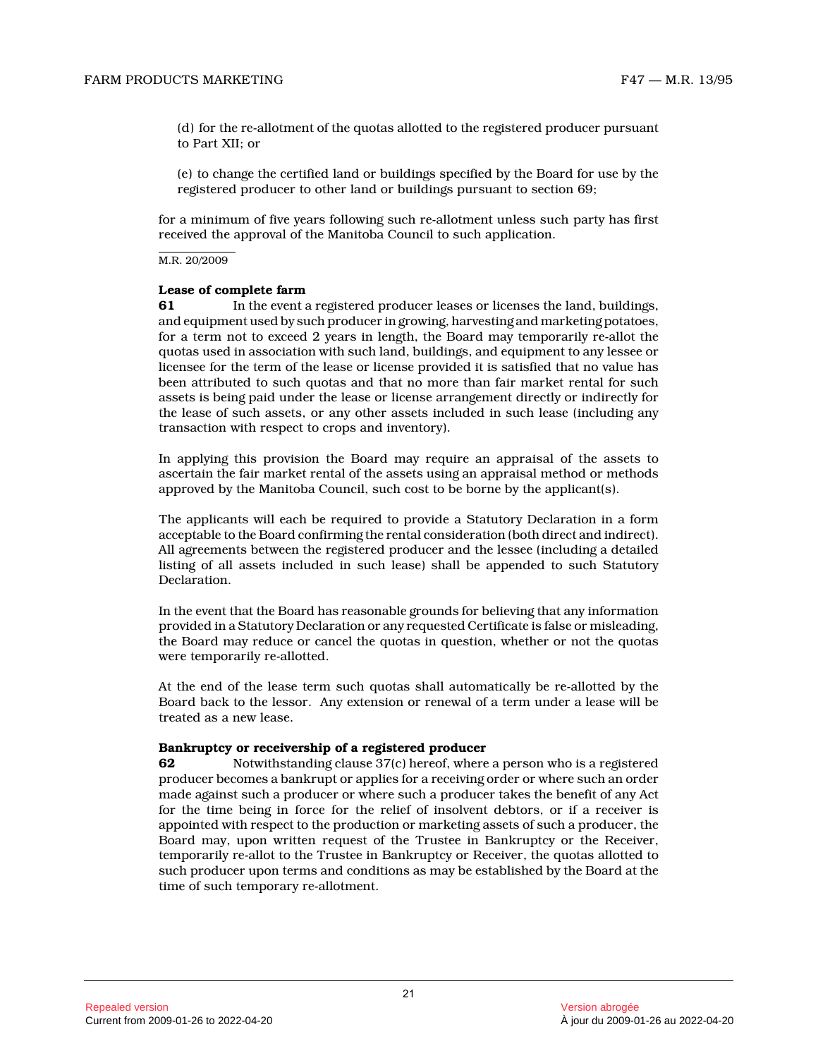(d) for the re-allotment of the quotas allotted to the registered producer pursuant to Part XII; or

(e) to change the certified land or buildings specified by the Board for use by the registered producer to other land or buildings pursuant to section 69;

for a minimum of five years following such re-allotment unless such party has first received the approval of the Manitoba Council to such application.

M.R. 20/2009

**Lease of complete farm**

**61** In the event a registered producer leases or licenses the land, buildings, and equipment used by such producer in growing, harvesting and marketing potatoes, for a term not to exceed 2 years in length, the Board may temporarily re-allot the quotas used in association with such land, buildings, and equipment to any lessee or licensee for the term of the lease or license provided it is satisfied that no value has been attributed to such quotas and that no more than fair market rental for such assets is being paid under the lease or license arrangement directly or indirectly for the lease of such assets, or any other assets included in such lease (including any transaction with respect to crops and inventory).

In applying this provision the Board may require an appraisal of the assets to ascertain the fair market rental of the assets using an appraisal method or methods approved by the Manitoba Council, such cost to be borne by the applicant(s).

The applicants will each be required to provide a Statutory Declaration in a form acceptable to the Board confirming the rental consideration (both direct and indirect). All agreements between the registered producer and the lessee (including a detailed listing of all assets included in such lease) shall be appended to such Statutory Declaration.

In the event that the Board has reasonable grounds for believing that any information provided in a Statutory Declaration or any requested Certificate is false or misleading, the Board may reduce or cancel the quotas in question, whether or not the quotas were temporarily re-allotted.

At the end of the lease term such quotas shall automatically be re-allotted by the Board back to the lessor. Any extension or renewal of a term under a lease will be treated as a new lease.

**Bankruptcy or receivership of a registered producer**

**62** Notwithstanding clause 37(c) hereof, where a person who is a registered producer becomes a bankrupt or applies for a receiving order or where such an order made against such a producer or where such a producer takes the benefit of any Act for the time being in force for the relief of insolvent debtors, or if a receiver is appointed with respect to the production or marketing assets of such a producer, the Board may, upon written request of the Trustee in Bankruptcy or the Receiver, temporarily re-allot to the Trustee in Bankruptcy or Receiver, the quotas allotted to such producer upon terms and conditions as may be established by the Board at the time of such temporary re-allotment.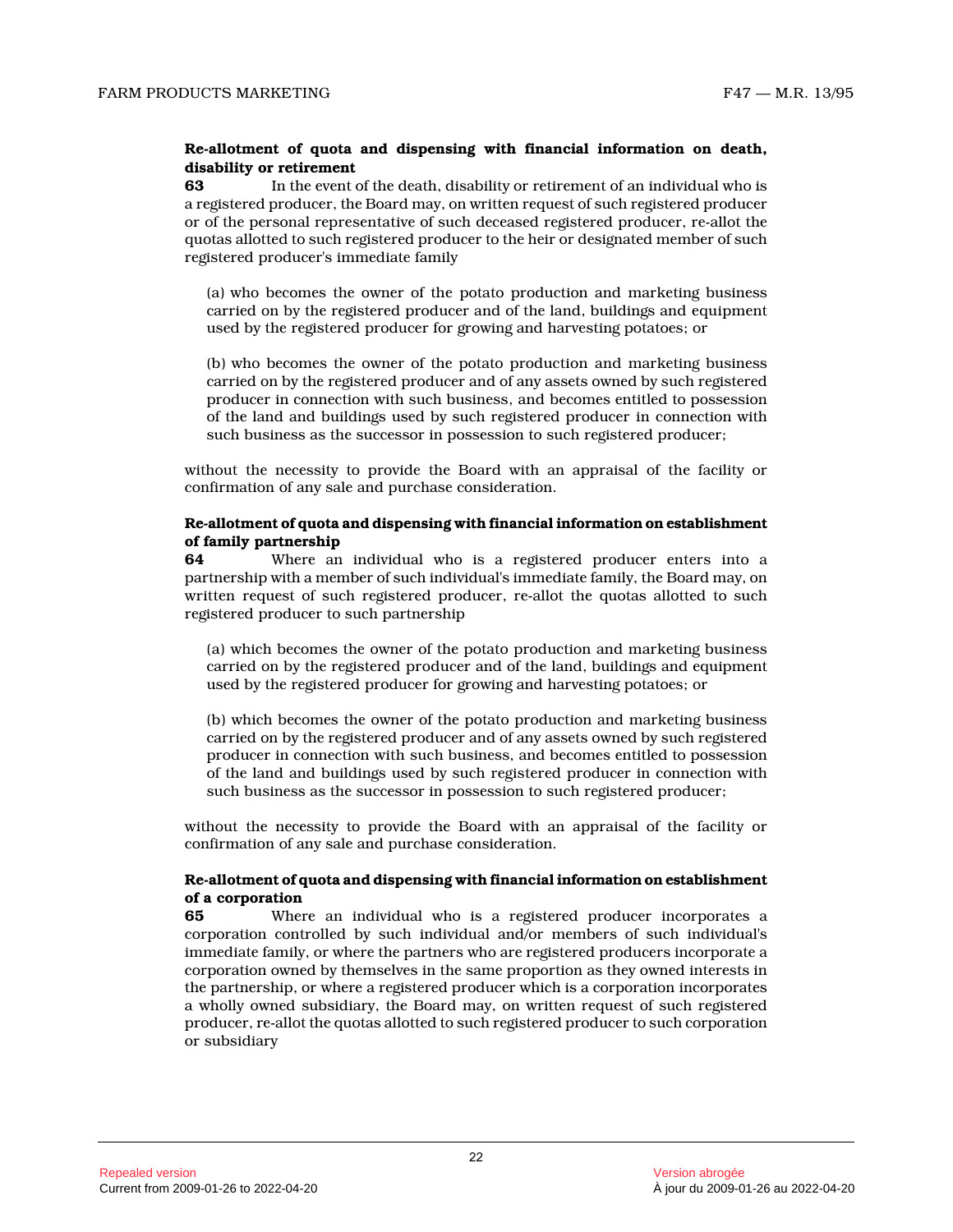**Re-allotment of quota and dispensing with financial information on death, disability or retirement**

**63** In the event of the death, disability or retirement of an individual who is a registered producer, the Board may, on written request of such registered producer or of the personal representative of such deceased registered producer, re-allot the quotas allotted to such registered producer to the heir or designated member of such registered producer's immediate family

(a) who becomes the owner of the potato production and marketing business carried on by the registered producer and of the land, buildings and equipment used by the registered producer for growing and harvesting potatoes; or

(b) who becomes the owner of the potato production and marketing business carried on by the registered producer and of any assets owned by such registered producer in connection with such business, and becomes entitled to possession of the land and buildings used by such registered producer in connection with such business as the successor in possession to such registered producer;

without the necessity to provide the Board with an appraisal of the facility or confirmation of any sale and purchase consideration.

**Re-allotment of quota and dispensing with financial information on establishment of family partnership**

**64** Where an individual who is a registered producer enters into a partnership with a member of such individual's immediate family, the Board may, on written request of such registered producer, re-allot the quotas allotted to such registered producer to such partnership

(a) which becomes the owner of the potato production and marketing business carried on by the registered producer and of the land, buildings and equipment used by the registered producer for growing and harvesting potatoes; or

(b) which becomes the owner of the potato production and marketing business carried on by the registered producer and of any assets owned by such registered producer in connection with such business, and becomes entitled to possession of the land and buildings used by such registered producer in connection with such business as the successor in possession to such registered producer;

without the necessity to provide the Board with an appraisal of the facility or confirmation of any sale and purchase consideration.

**Re-allotment of quota and dispensing with financial information on establishment of a corporation**

**65** Where an individual who is a registered producer incorporates a corporation controlled by such individual and/or members of such individual's immediate family, or where the partners who are registered producers incorporate a corporation owned by themselves in the same proportion as they owned interests in the partnership, or where a registered producer which is a corporation incorporates a wholly owned subsidiary, the Board may, on written request of such registered producer, re-allot the quotas allotted to such registered producer to such corporation or subsidiary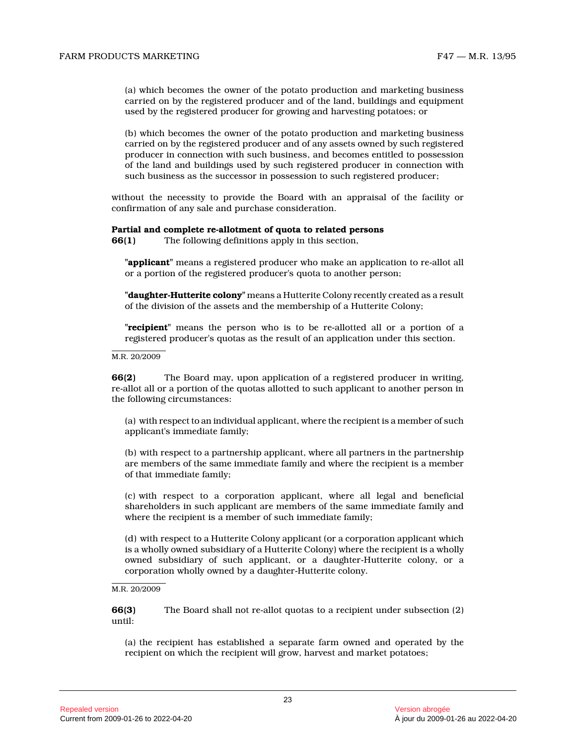(a) which becomes the owner of the potato production and marketing business carried on by the registered producer and of the land, buildings and equipment used by the registered producer for growing and harvesting potatoes; or

(b) which becomes the owner of the potato production and marketing business carried on by the registered producer and of any assets owned by such registered producer in connection with such business, and becomes entitled to possession of the land and buildings used by such registered producer in connection with such business as the successor in possession to such registered producer;

without the necessity to provide the Board with an appraisal of the facility or confirmation of any sale and purchase consideration.

**Partial and complete re-allotment of quota to related persons**

**66(1)** The following definitions apply in this section,

"**applicant**" means a registered producer who make an application to re-allot all or a portion of the registered producer's quota to another person;

"**daughter-Hutterite colony**" means a Hutterite Colony recently created as a result of the division of the assets and the membership of a Hutterite Colony;

"**recipient**" means the person who is to be re-allotted all or a portion of a registered producer's quotas as the result of an application under this section.

M.R. 20/2009

**66(2)** The Board may, upon application of a registered producer in writing, re-allot all or a portion of the quotas allotted to such applicant to another person in the following circumstances:

(a) with respect to an individual applicant, where the recipient is a member of such applicant's immediate family;

(b) with respect to a partnership applicant, where all partners in the partnership are members of the same immediate family and where the recipient is a member of that immediate family;

(c) with respect to a corporation applicant, where all legal and beneficial shareholders in such applicant are members of the same immediate family and where the recipient is a member of such immediate family;

(d) with respect to a Hutterite Colony applicant (or a corporation applicant which is a wholly owned subsidiary of a Hutterite Colony) where the recipient is a wholly owned subsidiary of such applicant, or a daughter-Hutterite colony, or a corporation wholly owned by a daughter-Hutterite colony.

M.R. 20/2009

**66(3)** The Board shall not re-allot quotas to a recipient under subsection (2) until:

(a) the recipient has established a separate farm owned and operated by the recipient on which the recipient will grow, harvest and market potatoes;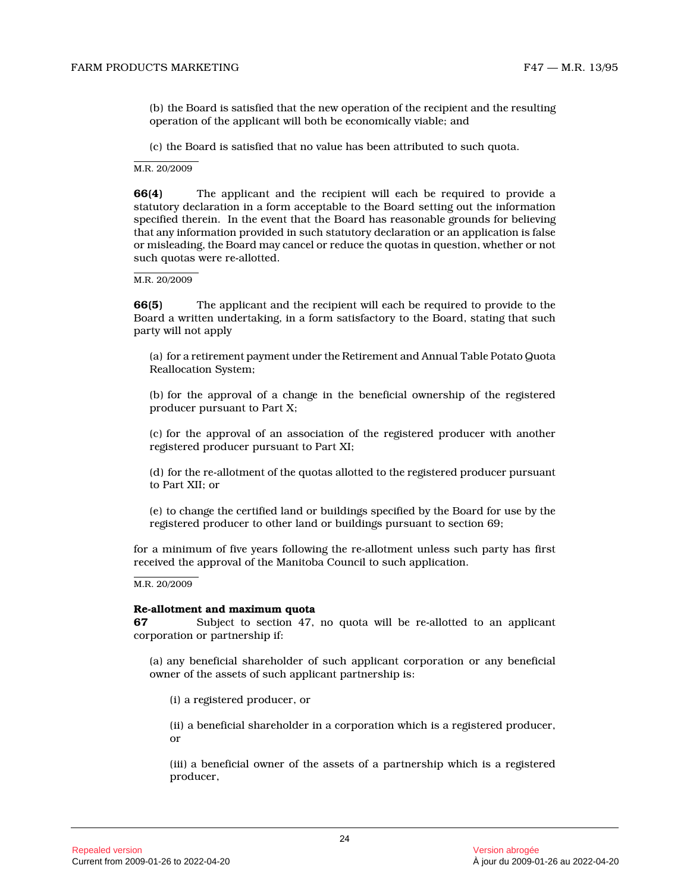(b) the Board is satisfied that the new operation of the recipient and the resulting operation of the applicant will both be economically viable; and

(c) the Board is satisfied that no value has been attributed to such quota.

M.R. 20/2009

**66(4)** The applicant and the recipient will each be required to provide a statutory declaration in a form acceptable to the Board setting out the information specified therein. In the event that the Board has reasonable grounds for believing that any information provided in such statutory declaration or an application is false or misleading, the Board may cancel or reduce the quotas in question, whether or not such quotas were re-allotted.

M.R. 20/2009

**66(5)** The applicant and the recipient will each be required to provide to the Board a written undertaking, in a form satisfactory to the Board, stating that such party will not apply

(a) for a retirement payment under the Retirement and Annual Table Potato Quota Reallocation System;

(b) for the approval of a change in the beneficial ownership of the registered producer pursuant to Part X;

(c) for the approval of an association of the registered producer with another registered producer pursuant to Part XI;

(d) for the re-allotment of the quotas allotted to the registered producer pursuant to Part XII; or

(e) to change the certified land or buildings specified by the Board for use by the registered producer to other land or buildings pursuant to section 69;

for a minimum of five years following the re-allotment unless such party has first received the approval of the Manitoba Council to such application.

M.R. 20/2009

**Re-allotment and maximum quota**

**67** Subject to section 47, no quota will be re-allotted to an applicant corporation or partnership if:

(a) any beneficial shareholder of such applicant corporation or any beneficial owner of the assets of such applicant partnership is:

(i) a registered producer, or

(ii) a beneficial shareholder in a corporation which is a registered producer, or

(iii) a beneficial owner of the assets of a partnership which is a registered producer,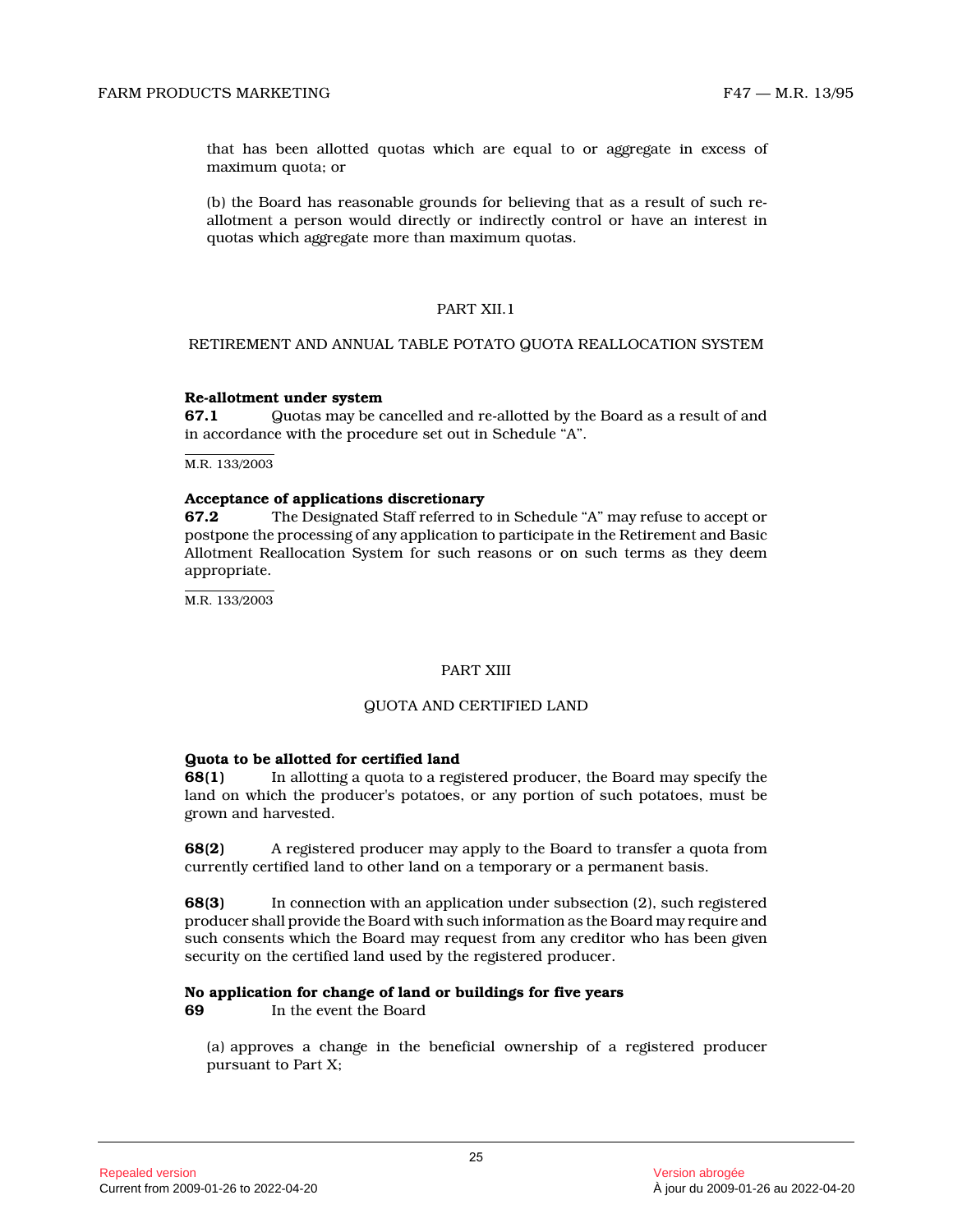that has been allotted quotas which are equal to or aggregate in excess of maximum quota; or

(b) the Board has reasonable grounds for believing that as a result of such re-allotment a person would directly or indirectly control or have an interest in quotas which aggregate more than maximum quotas.

## PART XII.1

## RETIREMENT AND ANNUAL TABLE POTATO QUOTA REALLOCATION SYSTEM

**Re-allotment under system**
**67.1** Quotas may be cancelled and re-allotted by the Board as a result of and in accordance with the procedure set out in Schedule "A".

M.R. 133/2003

**Acceptance of applications discretionary**
**67.2** The Designated Staff referred to in Schedule "A" may refuse to accept or postpone the processing of any application to participate in the Retirement and Basic Allotment Reallocation System for such reasons or on such terms as they deem appropriate.

M.R. 133/2003

## PART XIII

## QUOTA AND CERTIFIED LAND

**Quota to be allotted for certified land**
**68(1)** In allotting a quota to a registered producer, the Board may specify the land on which the producer's potatoes, or any portion of such potatoes, must be grown and harvested.

**68(2)** A registered producer may apply to the Board to transfer a quota from currently certified land to other land on a temporary or a permanent basis.

**68(3)** In connection with an application under subsection (2), such registered producer shall provide the Board with such information as the Board may require and such consents which the Board may request from any creditor who has been given security on the certified land used by the registered producer.

**No application for change of land or buildings for five years**
**69** In the event the Board

(a) approves a change in the beneficial ownership of a registered producer pursuant to Part X;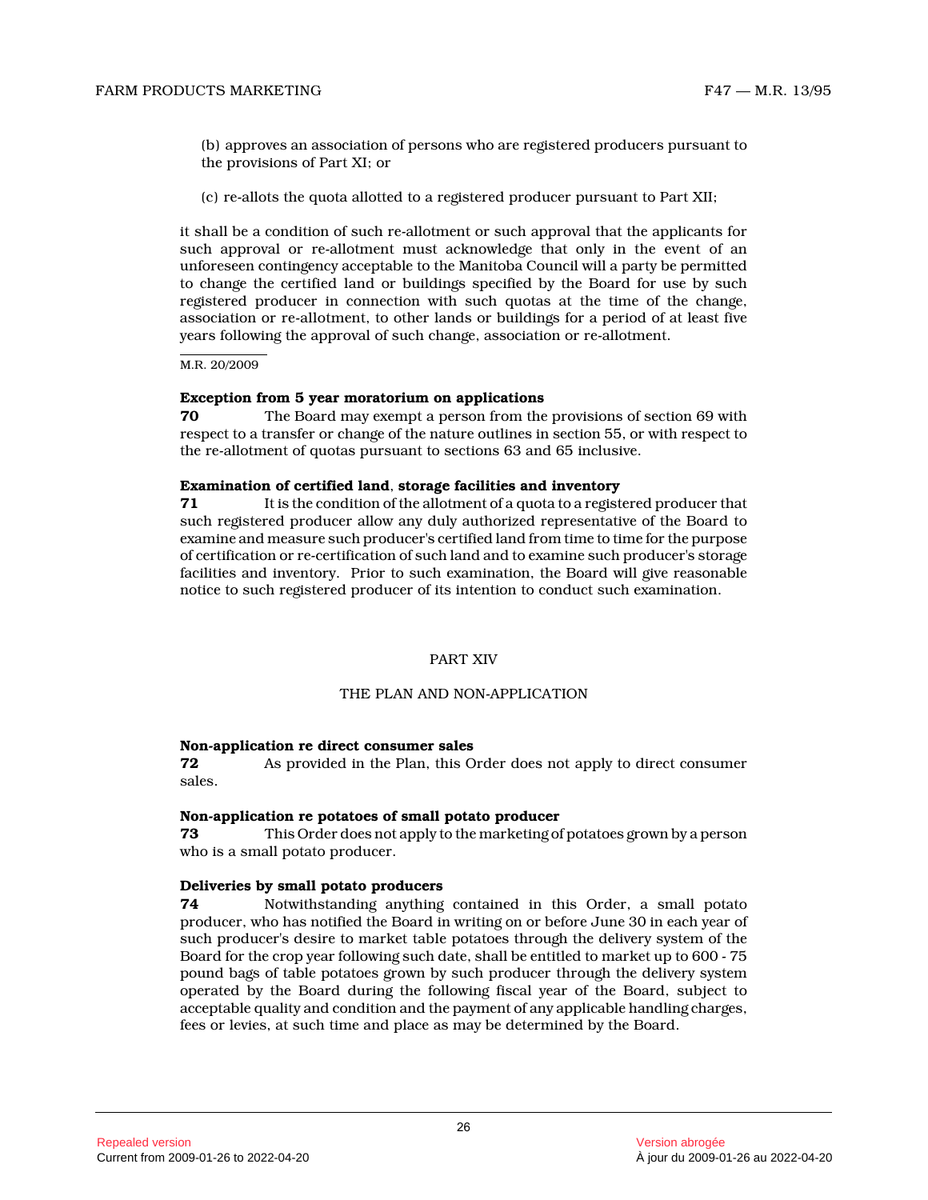(b) approves an association of persons who are registered producers pursuant to the provisions of Part XI; or

(c) re-allots the quota allotted to a registered producer pursuant to Part XII;

it shall be a condition of such re-allotment or such approval that the applicants for such approval or re-allotment must acknowledge that only in the event of an unforeseen contingency acceptable to the Manitoba Council will a party be permitted to change the certified land or buildings specified by the Board for use by such registered producer in connection with such quotas at the time of the change, association or re-allotment, to other lands or buildings for a period of at least five years following the approval of such change, association or re-allotment.

M.R. 20/2009

**Exception from 5 year moratorium on applications**

**70** The Board may exempt a person from the provisions of section 69 with respect to a transfer or change of the nature outlines in section 55, or with respect to the re-allotment of quotas pursuant to sections 63 and 65 inclusive.

**Examination of certified land, storage facilities and inventory**

**71** It is the condition of the allotment of a quota to a registered producer that such registered producer allow any duly authorized representative of the Board to examine and measure such producer's certified land from time to time for the purpose of certification or re-certification of such land and to examine such producer's storage facilities and inventory. Prior to such examination, the Board will give reasonable notice to such registered producer of its intention to conduct such examination.

## PART XIV

## THE PLAN AND NON-APPLICATION

**Non-application re direct consumer sales**

**72** As provided in the Plan, this Order does not apply to direct consumer sales.

**Non-application re potatoes of small potato producer**

**73** This Order does not apply to the marketing of potatoes grown by a person who is a small potato producer.

**Deliveries by small potato producers**

**74** Notwithstanding anything contained in this Order, a small potato producer, who has notified the Board in writing on or before June 30 in each year of such producer's desire to market table potatoes through the delivery system of the Board for the crop year following such date, shall be entitled to market up to 600 - 75 pound bags of table potatoes grown by such producer through the delivery system operated by the Board during the following fiscal year of the Board, subject to acceptable quality and condition and the payment of any applicable handling charges, fees or levies, at such time and place as may be determined by the Board.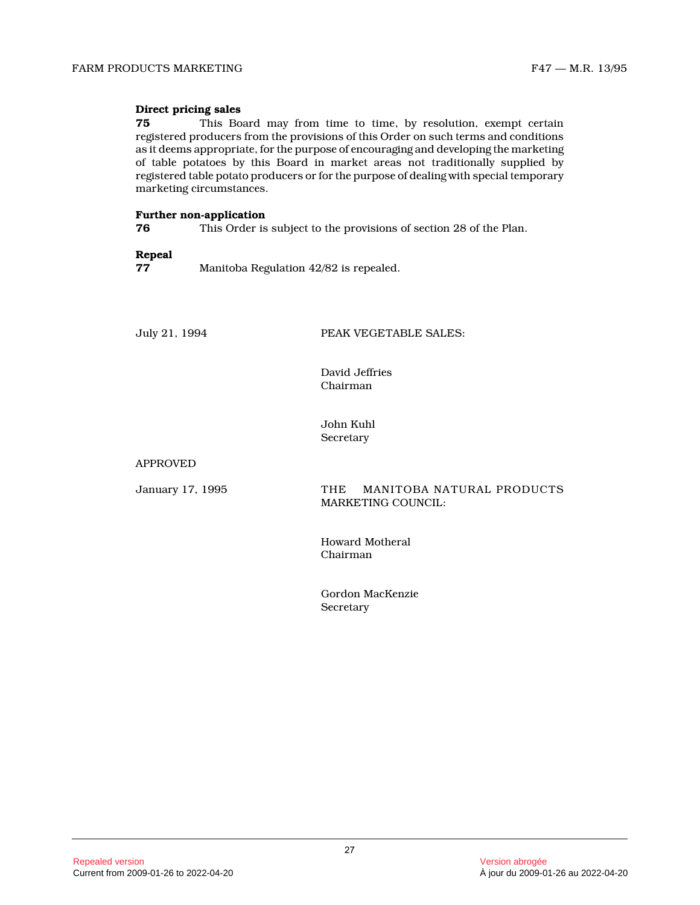**Direct pricing sales**

**75** This Board may from time to time, by resolution, exempt certain registered producers from the provisions of this Order on such terms and conditions as it deems appropriate, for the purpose of encouraging and developing the marketing of table potatoes by this Board in market areas not traditionally supplied by registered table potato producers or for the purpose of dealing with special temporary marketing circumstances.

**Further non-application**

**76** This Order is subject to the provisions of section 28 of the Plan.

**Repeal**

**77** Manitoba Regulation 42/82 is repealed.

July 21, 1994

PEAK VEGETABLE SALES:

David Jeffries
Chairman

John Kuhl
Secretary

APPROVED

January 17, 1995

THE MANITOBA NATURAL PRODUCTS MARKETING COUNCIL:

Howard Motheral
Chairman

Gordon MacKenzie
Secretary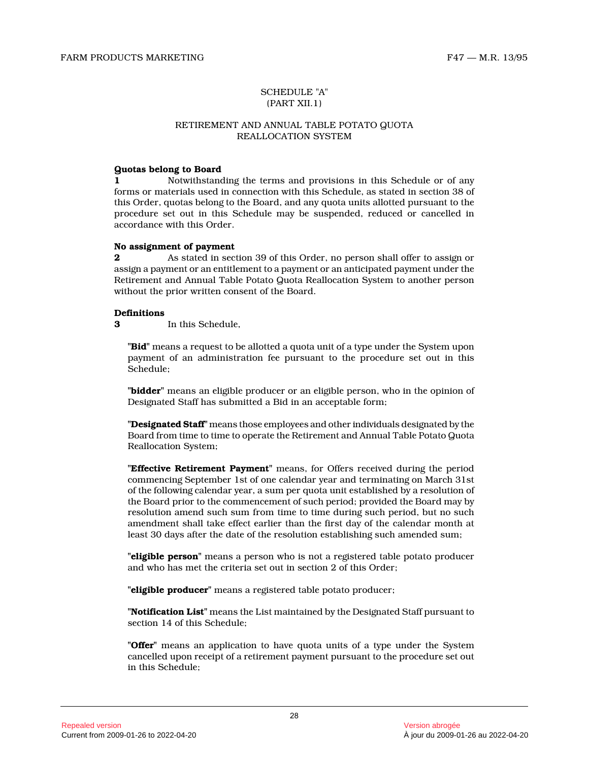SCHEDULE "A"
(PART XII.1)

RETIREMENT AND ANNUAL TABLE POTATO QUOTA REALLOCATION SYSTEM

**Quotas belong to Board**

**1** Notwithstanding the terms and provisions in this Schedule or of any forms or materials used in connection with this Schedule, as stated in section 38 of this Order, quotas belong to the Board, and any quota units allotted pursuant to the procedure set out in this Schedule may be suspended, reduced or cancelled in accordance with this Order.

**No assignment of payment**

**2** As stated in section 39 of this Order, no person shall offer to assign or assign a payment or an entitlement to a payment or an anticipated payment under the Retirement and Annual Table Potato Quota Reallocation System to another person without the prior written consent of the Board.

**Definitions**

**3** In this Schedule,

"**Bid**" means a request to be allotted a quota unit of a type under the System upon payment of an administration fee pursuant to the procedure set out in this Schedule;

"**bidder**" means an eligible producer or an eligible person, who in the opinion of Designated Staff has submitted a Bid in an acceptable form;

"**Designated Staff**" means those employees and other individuals designated by the Board from time to time to operate the Retirement and Annual Table Potato Quota Reallocation System;

"**Effective Retirement Payment**" means, for Offers received during the period commencing September 1st of one calendar year and terminating on March 31st of the following calendar year, a sum per quota unit established by a resolution of the Board prior to the commencement of such period; provided the Board may by resolution amend such sum from time to time during such period, but no such amendment shall take effect earlier than the first day of the calendar month at least 30 days after the date of the resolution establishing such amended sum;

"**eligible person**" means a person who is not a registered table potato producer and who has met the criteria set out in section 2 of this Order;

"**eligible producer**" means a registered table potato producer;

"**Notification List**" means the List maintained by the Designated Staff pursuant to section 14 of this Schedule;

"**Offer**" means an application to have quota units of a type under the System cancelled upon receipt of a retirement payment pursuant to the procedure set out in this Schedule;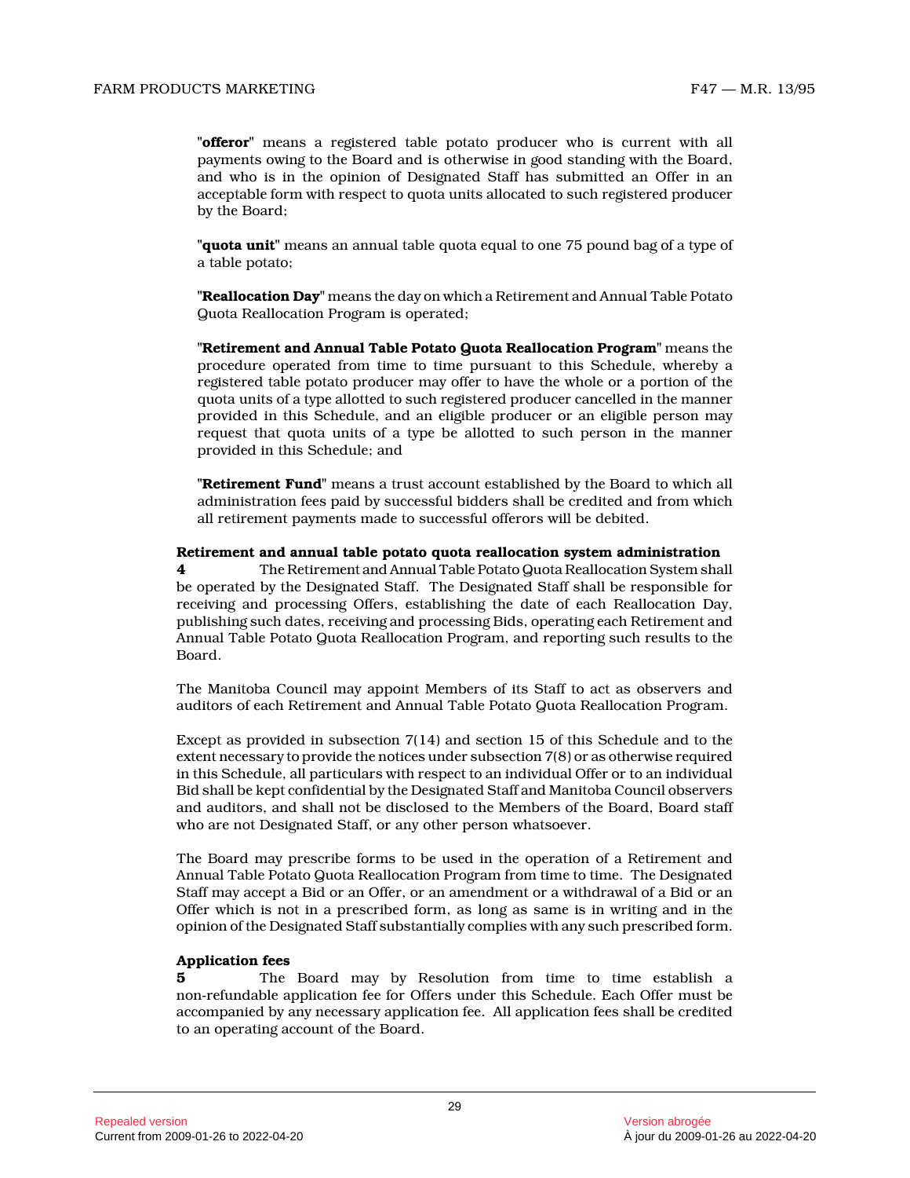"**offeror**" means a registered table potato producer who is current with all payments owing to the Board and is otherwise in good standing with the Board, and who is in the opinion of Designated Staff has submitted an Offer in an acceptable form with respect to quota units allocated to such registered producer by the Board;

"**quota unit**" means an annual table quota equal to one 75 pound bag of a type of a table potato;

"**Reallocation Day**" means the day on which a Retirement and Annual Table Potato Quota Reallocation Program is operated;

"**Retirement and Annual Table Potato Quota Reallocation Program**" means the procedure operated from time to time pursuant to this Schedule, whereby a registered table potato producer may offer to have the whole or a portion of the quota units of a type allotted to such registered producer cancelled in the manner provided in this Schedule, and an eligible producer or an eligible person may request that quota units of a type be allotted to such person in the manner provided in this Schedule; and

"**Retirement Fund**" means a trust account established by the Board to which all administration fees paid by successful bidders shall be credited and from which all retirement payments made to successful offerors will be debited.

**Retirement and annual table potato quota reallocation system administration**

**4** The Retirement and Annual Table Potato Quota Reallocation System shall be operated by the Designated Staff. The Designated Staff shall be responsible for receiving and processing Offers, establishing the date of each Reallocation Day, publishing such dates, receiving and processing Bids, operating each Retirement and Annual Table Potato Quota Reallocation Program, and reporting such results to the Board.

The Manitoba Council may appoint Members of its Staff to act as observers and auditors of each Retirement and Annual Table Potato Quota Reallocation Program.

Except as provided in subsection 7(14) and section 15 of this Schedule and to the extent necessary to provide the notices under subsection 7(8) or as otherwise required in this Schedule, all particulars with respect to an individual Offer or to an individual Bid shall be kept confidential by the Designated Staff and Manitoba Council observers and auditors, and shall not be disclosed to the Members of the Board, Board staff who are not Designated Staff, or any other person whatsoever.

The Board may prescribe forms to be used in the operation of a Retirement and Annual Table Potato Quota Reallocation Program from time to time. The Designated Staff may accept a Bid or an Offer, or an amendment or a withdrawal of a Bid or an Offer which is not in a prescribed form, as long as same is in writing and in the opinion of the Designated Staff substantially complies with any such prescribed form.

**Application fees**

**5** The Board may by Resolution from time to time establish a non-refundable application fee for Offers under this Schedule. Each Offer must be accompanied by any necessary application fee. All application fees shall be credited to an operating account of the Board.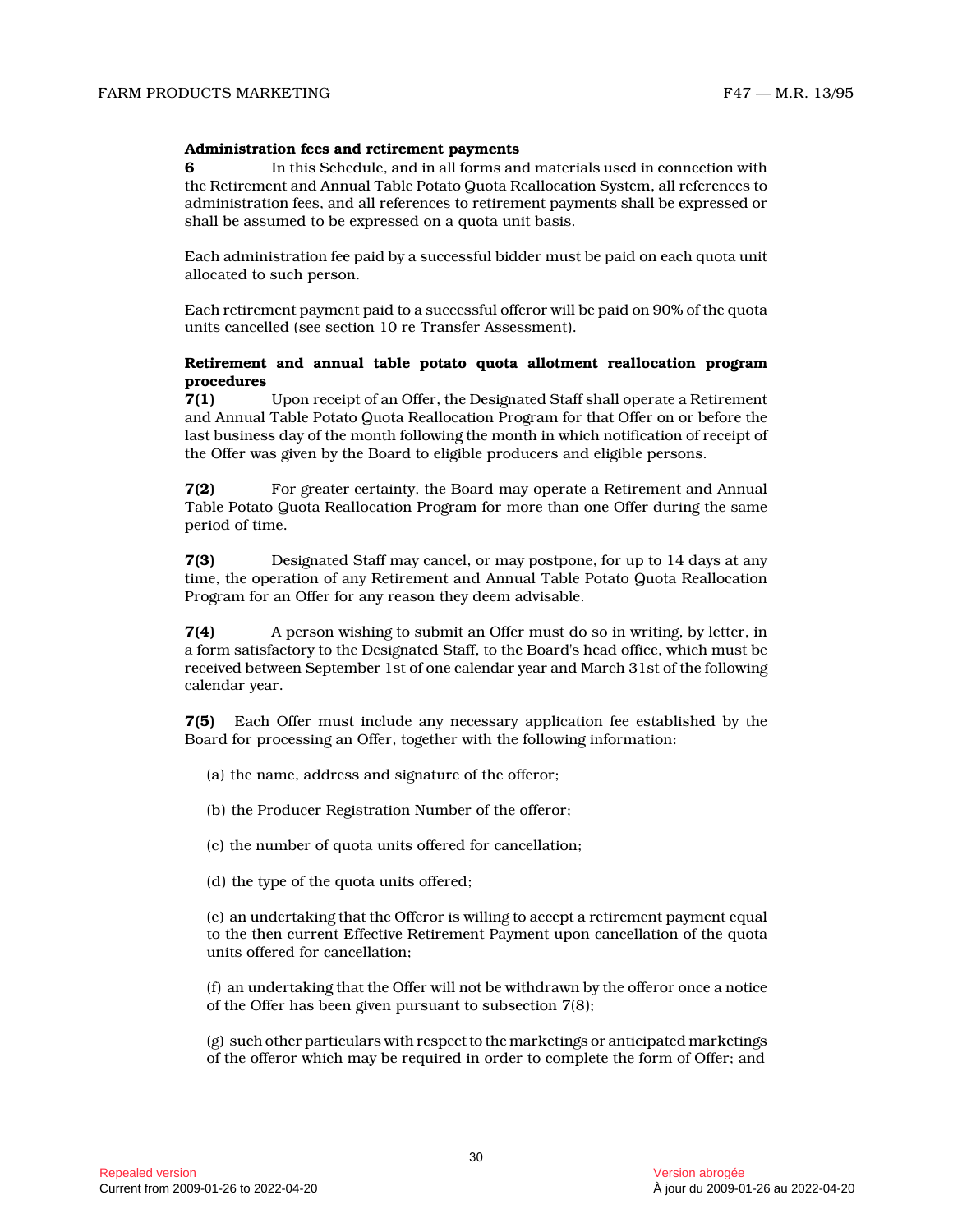**Administration fees and retirement payments**

**6** In this Schedule, and in all forms and materials used in connection with the Retirement and Annual Table Potato Quota Reallocation System, all references to administration fees, and all references to retirement payments shall be expressed or shall be assumed to be expressed on a quota unit basis.

Each administration fee paid by a successful bidder must be paid on each quota unit allocated to such person.

Each retirement payment paid to a successful offeror will be paid on 90% of the quota units cancelled (see section 10 re Transfer Assessment).

**Retirement and annual table potato quota allotment reallocation program procedures**

**7(1)** Upon receipt of an Offer, the Designated Staff shall operate a Retirement and Annual Table Potato Quota Reallocation Program for that Offer on or before the last business day of the month following the month in which notification of receipt of the Offer was given by the Board to eligible producers and eligible persons.

**7(2)** For greater certainty, the Board may operate a Retirement and Annual Table Potato Quota Reallocation Program for more than one Offer during the same period of time.

**7(3)** Designated Staff may cancel, or may postpone, for up to 14 days at any time, the operation of any Retirement and Annual Table Potato Quota Reallocation Program for an Offer for any reason they deem advisable.

**7(4)** A person wishing to submit an Offer must do so in writing, by letter, in a form satisfactory to the Designated Staff, to the Board's head office, which must be received between September 1st of one calendar year and March 31st of the following calendar year.

**7(5)** Each Offer must include any necessary application fee established by the Board for processing an Offer, together with the following information:

(a) the name, address and signature of the offeror;

(b) the Producer Registration Number of the offeror;

(c) the number of quota units offered for cancellation;

(d) the type of the quota units offered;

(e) an undertaking that the Offeror is willing to accept a retirement payment equal to the then current Effective Retirement Payment upon cancellation of the quota units offered for cancellation;

(f) an undertaking that the Offer will not be withdrawn by the offeror once a notice of the Offer has been given pursuant to subsection 7(8);

(g) such other particulars with respect to the marketings or anticipated marketings of the offeror which may be required in order to complete the form of Offer; and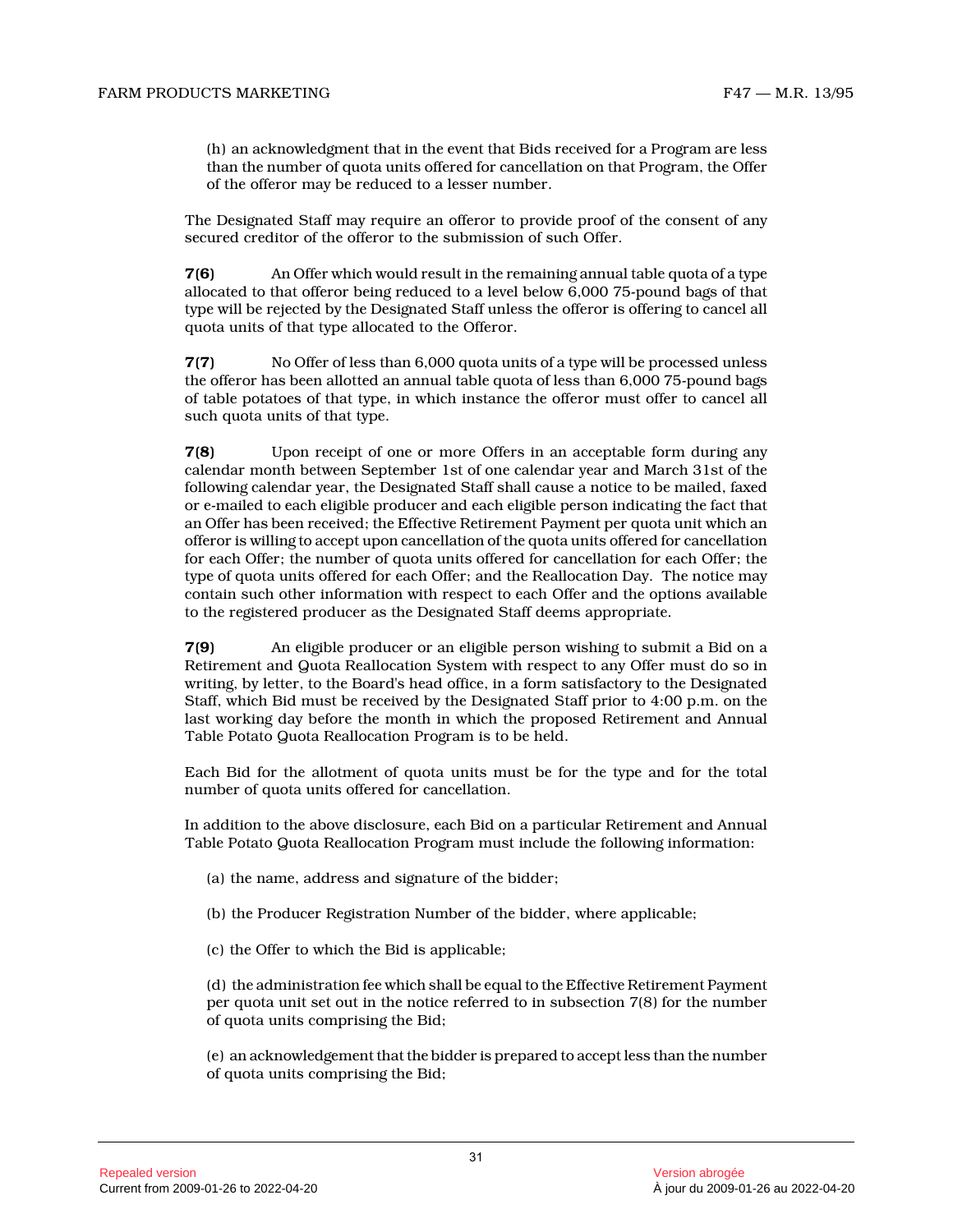(h) an acknowledgment that in the event that Bids received for a Program are less than the number of quota units offered for cancellation on that Program, the Offer of the offeror may be reduced to a lesser number.

The Designated Staff may require an offeror to provide proof of the consent of any secured creditor of the offeror to the submission of such Offer.

**7(6)** An Offer which would result in the remaining annual table quota of a type allocated to that offeror being reduced to a level below 6,000 75-pound bags of that type will be rejected by the Designated Staff unless the offeror is offering to cancel all quota units of that type allocated to the Offeror.

**7(7)** No Offer of less than 6,000 quota units of a type will be processed unless the offeror has been allotted an annual table quota of less than 6,000 75-pound bags of table potatoes of that type, in which instance the offeror must offer to cancel all such quota units of that type.

**7(8)** Upon receipt of one or more Offers in an acceptable form during any calendar month between September 1st of one calendar year and March 31st of the following calendar year, the Designated Staff shall cause a notice to be mailed, faxed or e-mailed to each eligible producer and each eligible person indicating the fact that an Offer has been received; the Effective Retirement Payment per quota unit which an offeror is willing to accept upon cancellation of the quota units offered for cancellation for each Offer; the number of quota units offered for cancellation for each Offer; the type of quota units offered for each Offer; and the Reallocation Day. The notice may contain such other information with respect to each Offer and the options available to the registered producer as the Designated Staff deems appropriate.

**7(9)** An eligible producer or an eligible person wishing to submit a Bid on a Retirement and Quota Reallocation System with respect to any Offer must do so in writing, by letter, to the Board's head office, in a form satisfactory to the Designated Staff, which Bid must be received by the Designated Staff prior to 4:00 p.m. on the last working day before the month in which the proposed Retirement and Annual Table Potato Quota Reallocation Program is to be held.

Each Bid for the allotment of quota units must be for the type and for the total number of quota units offered for cancellation.

In addition to the above disclosure, each Bid on a particular Retirement and Annual Table Potato Quota Reallocation Program must include the following information:

(a) the name, address and signature of the bidder;

(b) the Producer Registration Number of the bidder, where applicable;

(c) the Offer to which the Bid is applicable;

(d) the administration fee which shall be equal to the Effective Retirement Payment per quota unit set out in the notice referred to in subsection 7(8) for the number of quota units comprising the Bid;

(e) an acknowledgement that the bidder is prepared to accept less than the number of quota units comprising the Bid;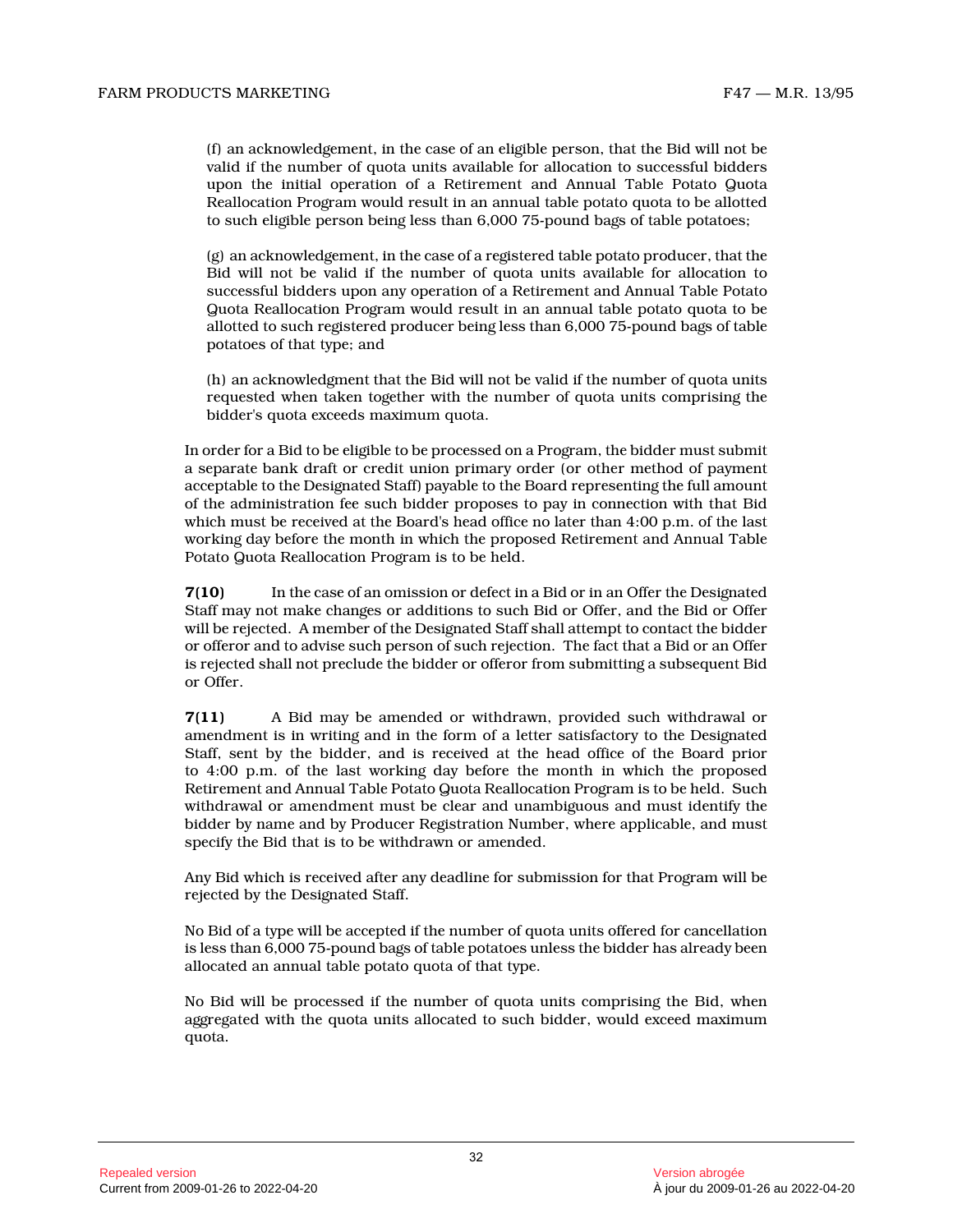(f) an acknowledgement, in the case of an eligible person, that the Bid will not be valid if the number of quota units available for allocation to successful bidders upon the initial operation of a Retirement and Annual Table Potato Quota Reallocation Program would result in an annual table potato quota to be allotted to such eligible person being less than 6,000 75-pound bags of table potatoes;

(g) an acknowledgement, in the case of a registered table potato producer, that the Bid will not be valid if the number of quota units available for allocation to successful bidders upon any operation of a Retirement and Annual Table Potato Quota Reallocation Program would result in an annual table potato quota to be allotted to such registered producer being less than 6,000 75-pound bags of table potatoes of that type; and

(h) an acknowledgment that the Bid will not be valid if the number of quota units requested when taken together with the number of quota units comprising the bidder's quota exceeds maximum quota.

In order for a Bid to be eligible to be processed on a Program, the bidder must submit a separate bank draft or credit union primary order (or other method of payment acceptable to the Designated Staff) payable to the Board representing the full amount of the administration fee such bidder proposes to pay in connection with that Bid which must be received at the Board's head office no later than 4:00 p.m. of the last working day before the month in which the proposed Retirement and Annual Table Potato Quota Reallocation Program is to be held.

**7(10)** In the case of an omission or defect in a Bid or in an Offer the Designated Staff may not make changes or additions to such Bid or Offer, and the Bid or Offer will be rejected. A member of the Designated Staff shall attempt to contact the bidder or offeror and to advise such person of such rejection. The fact that a Bid or an Offer is rejected shall not preclude the bidder or offeror from submitting a subsequent Bid or Offer.

**7(11)** A Bid may be amended or withdrawn, provided such withdrawal or amendment is in writing and in the form of a letter satisfactory to the Designated Staff, sent by the bidder, and is received at the head office of the Board prior to 4:00 p.m. of the last working day before the month in which the proposed Retirement and Annual Table Potato Quota Reallocation Program is to be held. Such withdrawal or amendment must be clear and unambiguous and must identify the bidder by name and by Producer Registration Number, where applicable, and must specify the Bid that is to be withdrawn or amended.

Any Bid which is received after any deadline for submission for that Program will be rejected by the Designated Staff.

No Bid of a type will be accepted if the number of quota units offered for cancellation is less than 6,000 75-pound bags of table potatoes unless the bidder has already been allocated an annual table potato quota of that type.

No Bid will be processed if the number of quota units comprising the Bid, when aggregated with the quota units allocated to such bidder, would exceed maximum quota.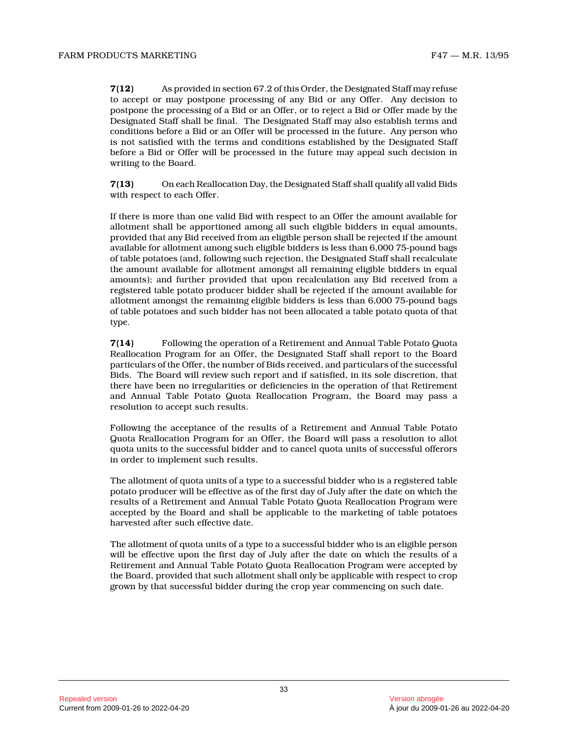**7(12)** As provided in section 67.2 of this Order, the Designated Staff may refuse to accept or may postpone processing of any Bid or any Offer. Any decision to postpone the processing of a Bid or an Offer, or to reject a Bid or Offer made by the Designated Staff shall be final. The Designated Staff may also establish terms and conditions before a Bid or an Offer will be processed in the future. Any person who is not satisfied with the terms and conditions established by the Designated Staff before a Bid or Offer will be processed in the future may appeal such decision in writing to the Board.

**7(13)** On each Reallocation Day, the Designated Staff shall qualify all valid Bids with respect to each Offer.

If there is more than one valid Bid with respect to an Offer the amount available for allotment shall be apportioned among all such eligible bidders in equal amounts, provided that any Bid received from an eligible person shall be rejected if the amount available for allotment among such eligible bidders is less than 6,000 75-pound bags of table potatoes (and, following such rejection, the Designated Staff shall recalculate the amount available for allotment amongst all remaining eligible bidders in equal amounts); and further provided that upon recalculation any Bid received from a registered table potato producer bidder shall be rejected if the amount available for allotment amongst the remaining eligible bidders is less than 6,000 75-pound bags of table potatoes and such bidder has not been allocated a table potato quota of that type.

**7(14)** Following the operation of a Retirement and Annual Table Potato Quota Reallocation Program for an Offer, the Designated Staff shall report to the Board particulars of the Offer, the number of Bids received, and particulars of the successful Bids. The Board will review such report and if satisfied, in its sole discretion, that there have been no irregularities or deficiencies in the operation of that Retirement and Annual Table Potato Quota Reallocation Program, the Board may pass a resolution to accept such results.

Following the acceptance of the results of a Retirement and Annual Table Potato Quota Reallocation Program for an Offer, the Board will pass a resolution to allot quota units to the successful bidder and to cancel quota units of successful offerors in order to implement such results.

The allotment of quota units of a type to a successful bidder who is a registered table potato producer will be effective as of the first day of July after the date on which the results of a Retirement and Annual Table Potato Quota Reallocation Program were accepted by the Board and shall be applicable to the marketing of table potatoes harvested after such effective date.

The allotment of quota units of a type to a successful bidder who is an eligible person will be effective upon the first day of July after the date on which the results of a Retirement and Annual Table Potato Quota Reallocation Program were accepted by the Board, provided that such allotment shall only be applicable with respect to crop grown by that successful bidder during the crop year commencing on such date.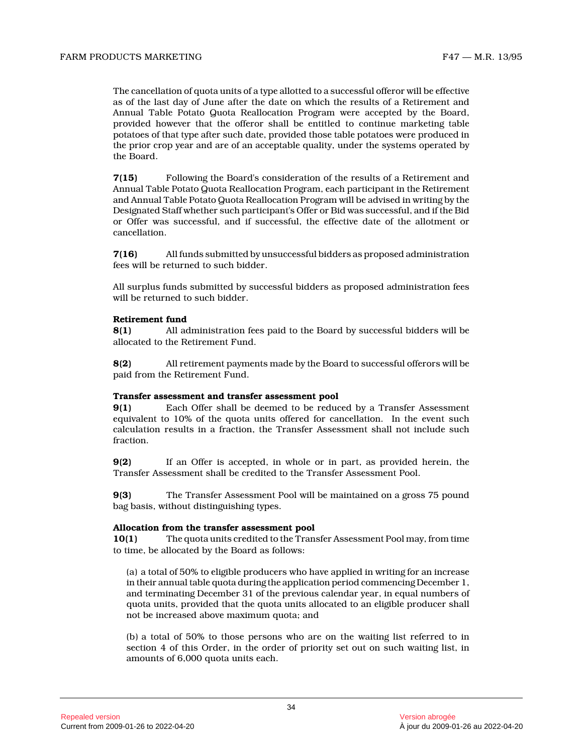The cancellation of quota units of a type allotted to a successful offeror will be effective as of the last day of June after the date on which the results of a Retirement and Annual Table Potato Quota Reallocation Program were accepted by the Board, provided however that the offeror shall be entitled to continue marketing table potatoes of that type after such date, provided those table potatoes were produced in the prior crop year and are of an acceptable quality, under the systems operated by the Board.

**7(15)** Following the Board's consideration of the results of a Retirement and Annual Table Potato Quota Reallocation Program, each participant in the Retirement and Annual Table Potato Quota Reallocation Program will be advised in writing by the Designated Staff whether such participant's Offer or Bid was successful, and if the Bid or Offer was successful, and if successful, the effective date of the allotment or cancellation.

**7(16)** All funds submitted by unsuccessful bidders as proposed administration fees will be returned to such bidder.

All surplus funds submitted by successful bidders as proposed administration fees will be returned to such bidder.

**Retirement fund**

**8(1)** All administration fees paid to the Board by successful bidders will be allocated to the Retirement Fund.

**8(2)** All retirement payments made by the Board to successful offerors will be paid from the Retirement Fund.

**Transfer assessment and transfer assessment pool**

**9(1)** Each Offer shall be deemed to be reduced by a Transfer Assessment equivalent to 10% of the quota units offered for cancellation. In the event such calculation results in a fraction, the Transfer Assessment shall not include such fraction.

**9(2)** If an Offer is accepted, in whole or in part, as provided herein, the Transfer Assessment shall be credited to the Transfer Assessment Pool.

**9(3)** The Transfer Assessment Pool will be maintained on a gross 75 pound bag basis, without distinguishing types.

**Allocation from the transfer assessment pool**

**10(1)** The quota units credited to the Transfer Assessment Pool may, from time to time, be allocated by the Board as follows:

(a) a total of 50% to eligible producers who have applied in writing for an increase in their annual table quota during the application period commencing December 1, and terminating December 31 of the previous calendar year, in equal numbers of quota units, provided that the quota units allocated to an eligible producer shall not be increased above maximum quota; and

(b) a total of 50% to those persons who are on the waiting list referred to in section 4 of this Order, in the order of priority set out on such waiting list, in amounts of 6,000 quota units each.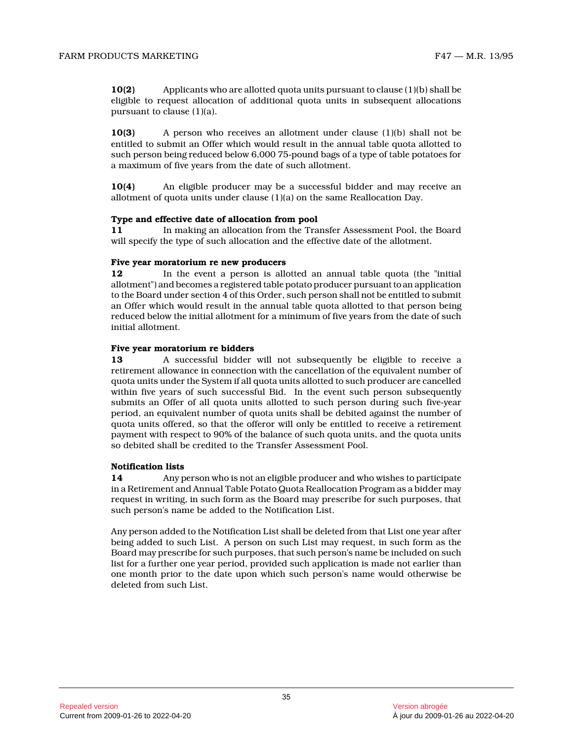**10(2)** Applicants who are allotted quota units pursuant to clause (1)(b) shall be eligible to request allocation of additional quota units in subsequent allocations pursuant to clause (1)(a).

**10(3)** A person who receives an allotment under clause (1)(b) shall not be entitled to submit an Offer which would result in the annual table quota allotted to such person being reduced below 6,000 75-pound bags of a type of table potatoes for a maximum of five years from the date of such allotment.

**10(4)** An eligible producer may be a successful bidder and may receive an allotment of quota units under clause (1)(a) on the same Reallocation Day.

**Type and effective date of allocation from pool**

**11** In making an allocation from the Transfer Assessment Pool, the Board will specify the type of such allocation and the effective date of the allotment.

**Five year moratorium re new producers**

**12** In the event a person is allotted an annual table quota (the "initial allotment") and becomes a registered table potato producer pursuant to an application to the Board under section 4 of this Order, such person shall not be entitled to submit an Offer which would result in the annual table quota allotted to that person being reduced below the initial allotment for a minimum of five years from the date of such initial allotment.

**Five year moratorium re bidders**

**13** A successful bidder will not subsequently be eligible to receive a retirement allowance in connection with the cancellation of the equivalent number of quota units under the System if all quota units allotted to such producer are cancelled within five years of such successful Bid. In the event such person subsequently submits an Offer of all quota units allotted to such person during such five-year period, an equivalent number of quota units shall be debited against the number of quota units offered, so that the offeror will only be entitled to receive a retirement payment with respect to 90% of the balance of such quota units, and the quota units so debited shall be credited to the Transfer Assessment Pool.

**Notification lists**

**14** Any person who is not an eligible producer and who wishes to participate in a Retirement and Annual Table Potato Quota Reallocation Program as a bidder may request in writing, in such form as the Board may prescribe for such purposes, that such person's name be added to the Notification List.

Any person added to the Notification List shall be deleted from that List one year after being added to such List. A person on such List may request, in such form as the Board may prescribe for such purposes, that such person's name be included on such list for a further one year period, provided such application is made not earlier than one month prior to the date upon which such person's name would otherwise be deleted from such List.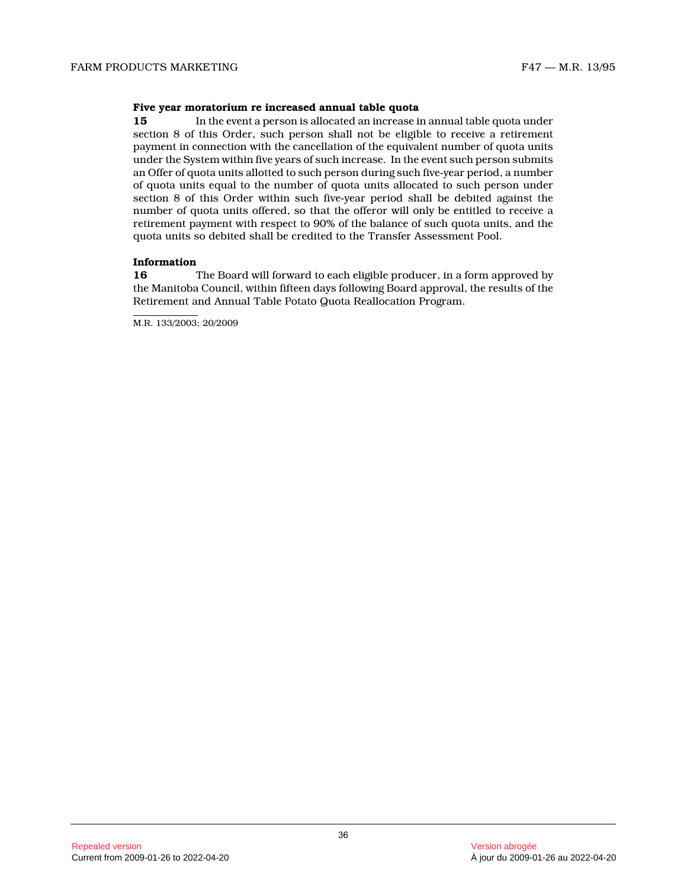**Five year moratorium re increased annual table quota**

**15** In the event a person is allocated an increase in annual table quota under section 8 of this Order, such person shall not be eligible to receive a retirement payment in connection with the cancellation of the equivalent number of quota units under the System within five years of such increase. In the event such person submits an Offer of quota units allotted to such person during such five-year period, a number of quota units equal to the number of quota units allocated to such person under section 8 of this Order within such five-year period shall be debited against the number of quota units offered, so that the offeror will only be entitled to receive a retirement payment with respect to 90% of the balance of such quota units, and the quota units so debited shall be credited to the Transfer Assessment Pool.

**Information**

**16** The Board will forward to each eligible producer, in a form approved by the Manitoba Council, within fifteen days following Board approval, the results of the Retirement and Annual Table Potato Quota Reallocation Program.

M.R. 133/2003; 20/2009